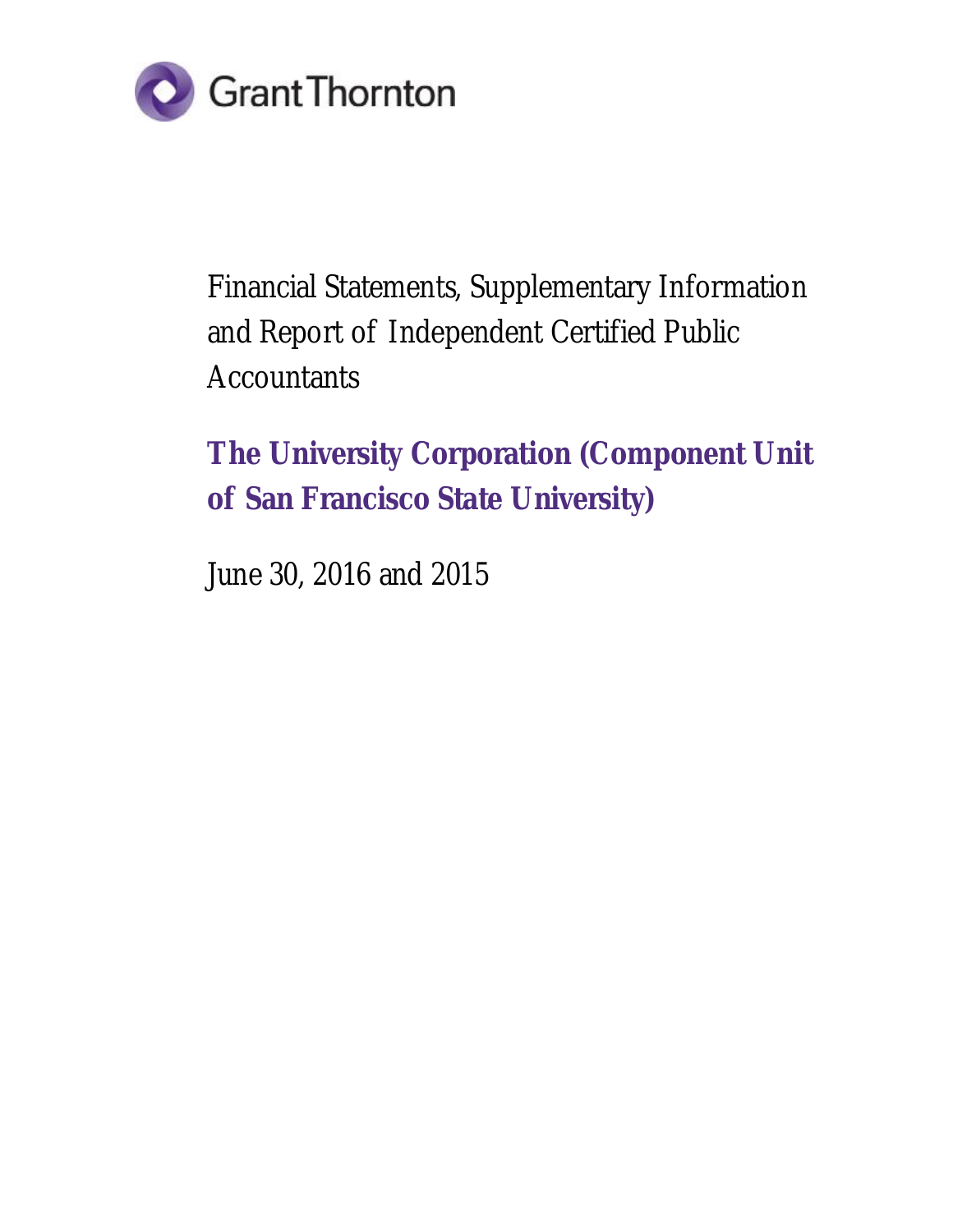Grant Thornton

Financial Statements, Supplementary Information and Report of Independent Certified Public Accountants

# The University Corporation (Component Unit of San Francisco State University)

June 30, 2016 and 2015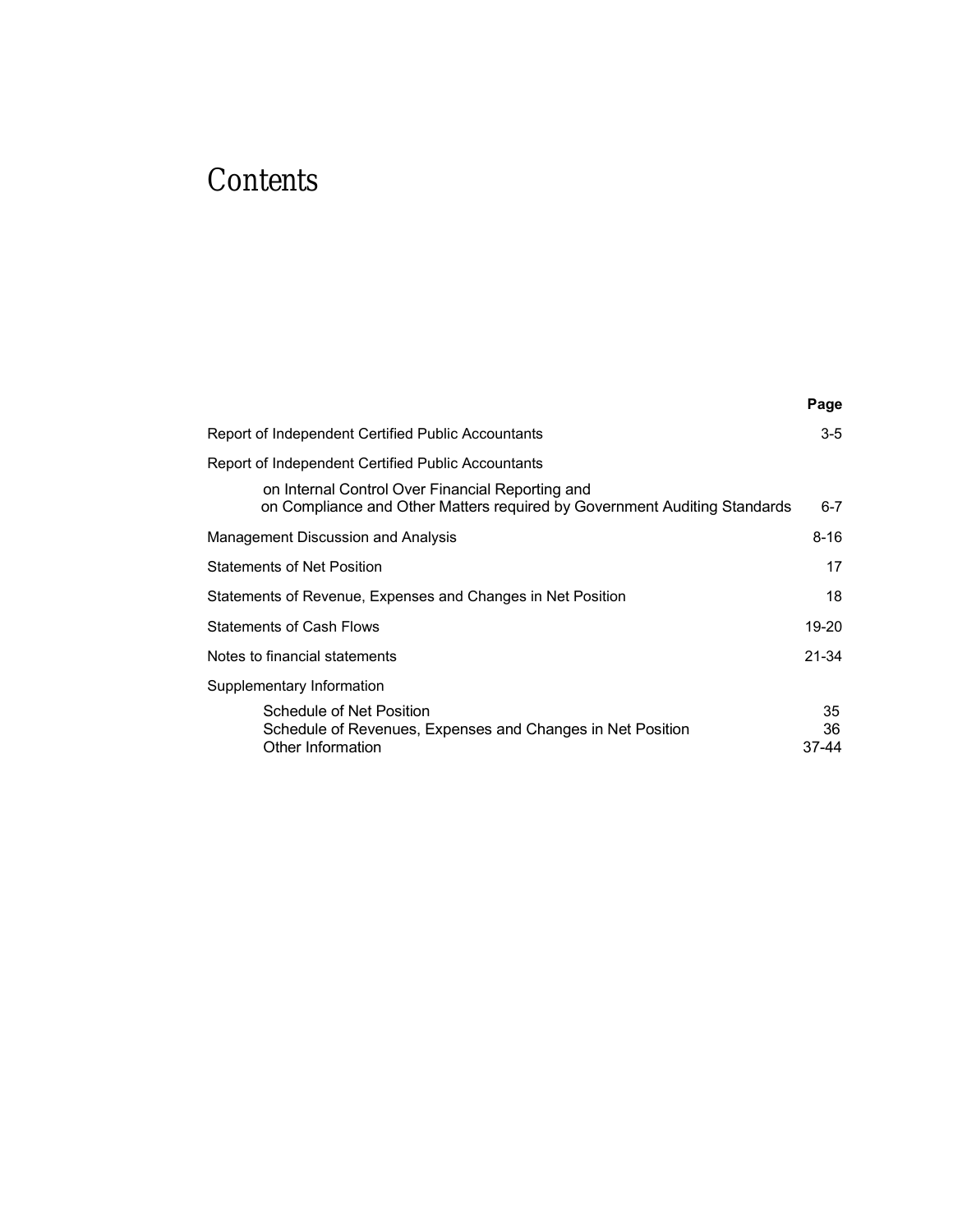# Contents

| | Page |
|---|---|
| Report of Independent Certified Public Accountants | 3-5 |
| Report of Independent Certified Public Accountants on Internal Control Over Financial Reporting and on Compliance and Other Matters required by Government Auditing Standards | 6-7 |
| Management Discussion and Analysis | 8-16 |
| Statements of Net Position | 17 |
| Statements of Revenue, Expenses and Changes in Net Position | 18 |
| Statements of Cash Flows | 19-20 |
| Notes to financial statements | 21-34 |
| Supplementary Information | |
| Schedule of Net Position | 35 |
| Schedule of Revenues, Expenses and Changes in Net Position | 36 |
| Other Information | 37-44 |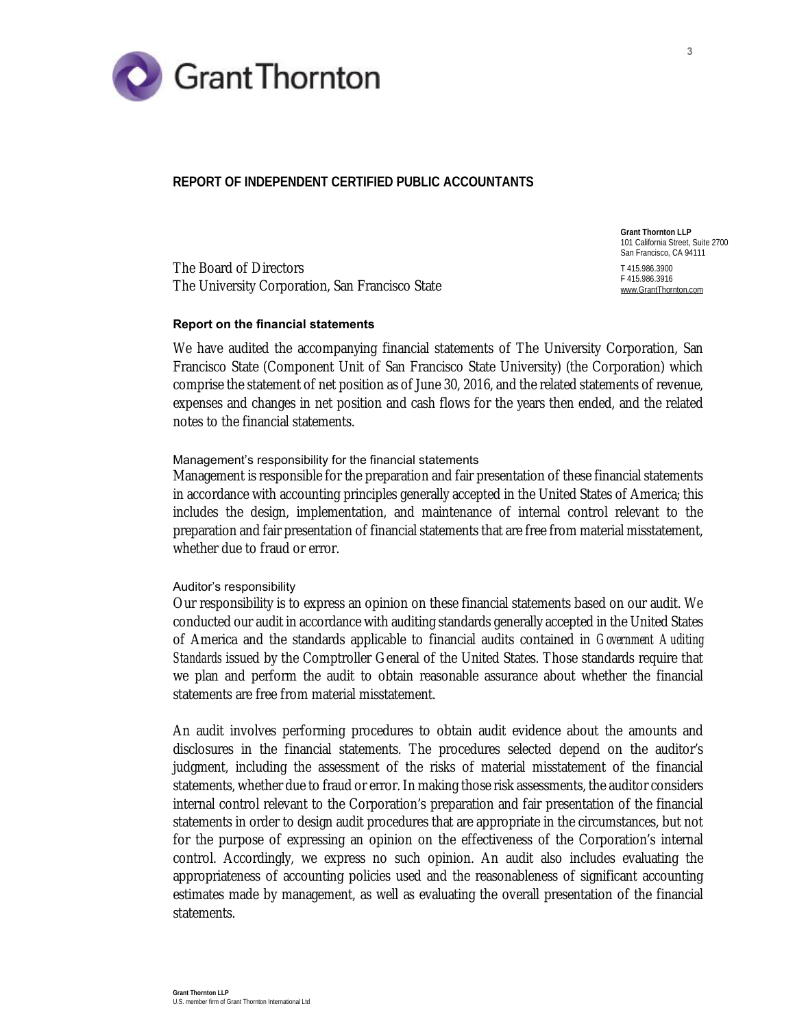Grant Thornton

## REPORT OF INDEPENDENT CERTIFIED PUBLIC ACCOUNTANTS

**Grant Thornton LLP**
101 California Street, Suite 2700
San Francisco, CA 94111

T 415.986.3900
F 415.986.3916
www.GrantThornton.com

The Board of Directors
The University Corporation, San Francisco State

### Report on the financial statements

We have audited the accompanying financial statements of The University Corporation, San Francisco State (Component Unit of San Francisco State University) (the Corporation) which comprise the statement of net position as of June 30, 2016, and the related statements of revenue, expenses and changes in net position and cash flows for the years then ended, and the related notes to the financial statements.

#### Management's responsibility for the financial statements

Management is responsible for the preparation and fair presentation of these financial statements in accordance with accounting principles generally accepted in the United States of America; this includes the design, implementation, and maintenance of internal control relevant to the preparation and fair presentation of financial statements that are free from material misstatement, whether due to fraud or error.

#### Auditor's responsibility

Our responsibility is to express an opinion on these financial statements based on our audit. We conducted our audit in accordance with auditing standards generally accepted in the United States of America and the standards applicable to financial audits contained in *Government Auditing Standards* issued by the Comptroller General of the United States. Those standards require that we plan and perform the audit to obtain reasonable assurance about whether the financial statements are free from material misstatement.

An audit involves performing procedures to obtain audit evidence about the amounts and disclosures in the financial statements. The procedures selected depend on the auditor's judgment, including the assessment of the risks of material misstatement of the financial statements, whether due to fraud or error. In making those risk assessments, the auditor considers internal control relevant to the Corporation's preparation and fair presentation of the financial statements in order to design audit procedures that are appropriate in the circumstances, but not for the purpose of expressing an opinion on the effectiveness of the Corporation's internal control. Accordingly, we express no such opinion. An audit also includes evaluating the appropriateness of accounting policies used and the reasonableness of significant accounting estimates made by management, as well as evaluating the overall presentation of the financial statements.

**Grant Thornton LLP**
U.S. member firm of Grant Thornton International Ltd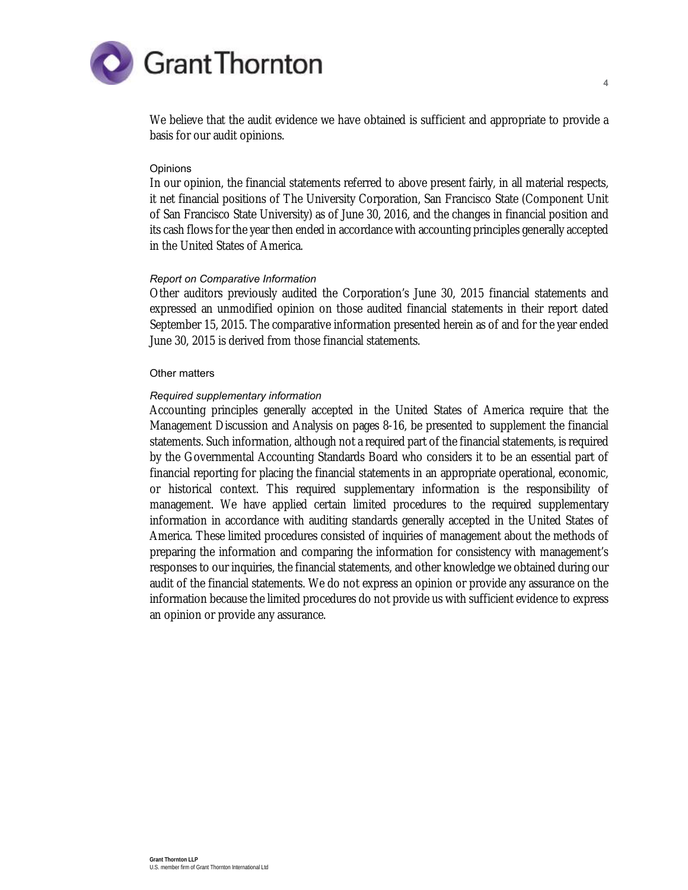We believe that the audit evidence we have obtained is sufficient and appropriate to provide a basis for our audit opinions.

## Opinions

In our opinion, the financial statements referred to above present fairly, in all material respects, it net financial positions of The University Corporation, San Francisco State (Component Unit of San Francisco State University) as of June 30, 2016, and the changes in financial position and its cash flows for the year then ended in accordance with accounting principles generally accepted in the United States of America.

### *Report on Comparative Information*

Other auditors previously audited the Corporation's June 30, 2015 financial statements and expressed an unmodified opinion on those audited financial statements in their report dated September 15, 2015. The comparative information presented herein as of and for the year ended June 30, 2015 is derived from those financial statements.

## Other matters

### *Required supplementary information*

Accounting principles generally accepted in the United States of America require that the Management Discussion and Analysis on pages 8-16, be presented to supplement the financial statements. Such information, although not a required part of the financial statements, is required by the Governmental Accounting Standards Board who considers it to be an essential part of financial reporting for placing the financial statements in an appropriate operational, economic, or historical context. This required supplementary information is the responsibility of management. We have applied certain limited procedures to the required supplementary information in accordance with auditing standards generally accepted in the United States of America. These limited procedures consisted of inquiries of management about the methods of preparing the information and comparing the information for consistency with management's responses to our inquiries, the financial statements, and other knowledge we obtained during our audit of the financial statements. We do not express an opinion or provide any assurance on the information because the limited procedures do not provide us with sufficient evidence to express an opinion or provide any assurance.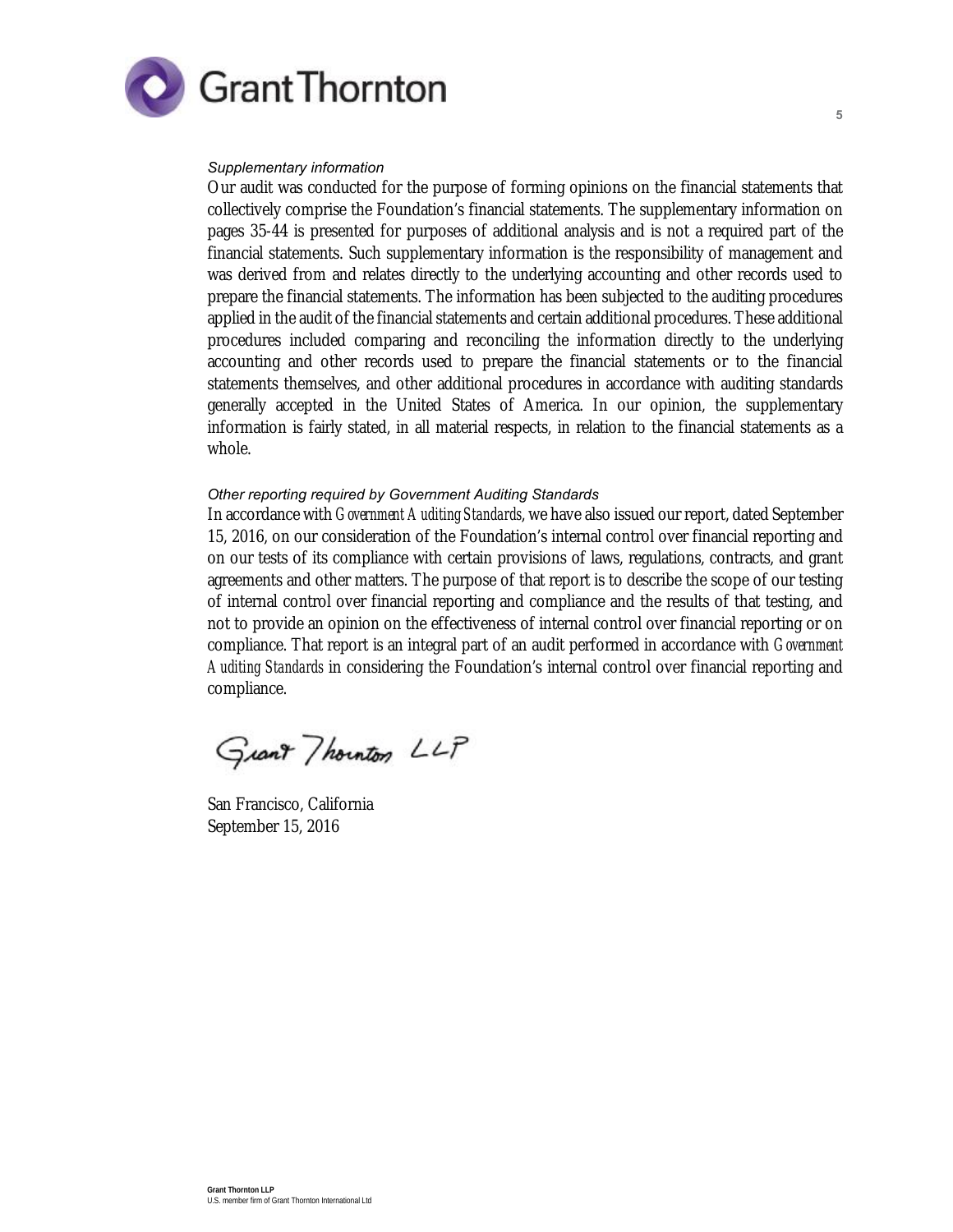*Supplementary information*

Our audit was conducted for the purpose of forming opinions on the financial statements that collectively comprise the Foundation's financial statements. The supplementary information on pages 35-44 is presented for purposes of additional analysis and is not a required part of the financial statements. Such supplementary information is the responsibility of management and was derived from and relates directly to the underlying accounting and other records used to prepare the financial statements. The information has been subjected to the auditing procedures applied in the audit of the financial statements and certain additional procedures. These additional procedures included comparing and reconciling the information directly to the underlying accounting and other records used to prepare the financial statements or to the financial statements themselves, and other additional procedures in accordance with auditing standards generally accepted in the United States of America. In our opinion, the supplementary information is fairly stated, in all material respects, in relation to the financial statements as a whole.

*Other reporting required by Government Auditing Standards*

In accordance with *Government Auditing Standards*, we have also issued our report, dated September 15, 2016, on our consideration of the Foundation's internal control over financial reporting and on our tests of its compliance with certain provisions of laws, regulations, contracts, and grant agreements and other matters. The purpose of that report is to describe the scope of our testing of internal control over financial reporting and compliance and the results of that testing, and not to provide an opinion on the effectiveness of internal control over financial reporting or on compliance. That report is an integral part of an audit performed in accordance with *Government Auditing Standards* in considering the Foundation's internal control over financial reporting and compliance.

Grant Thornton LLP

San Francisco, California
September 15, 2016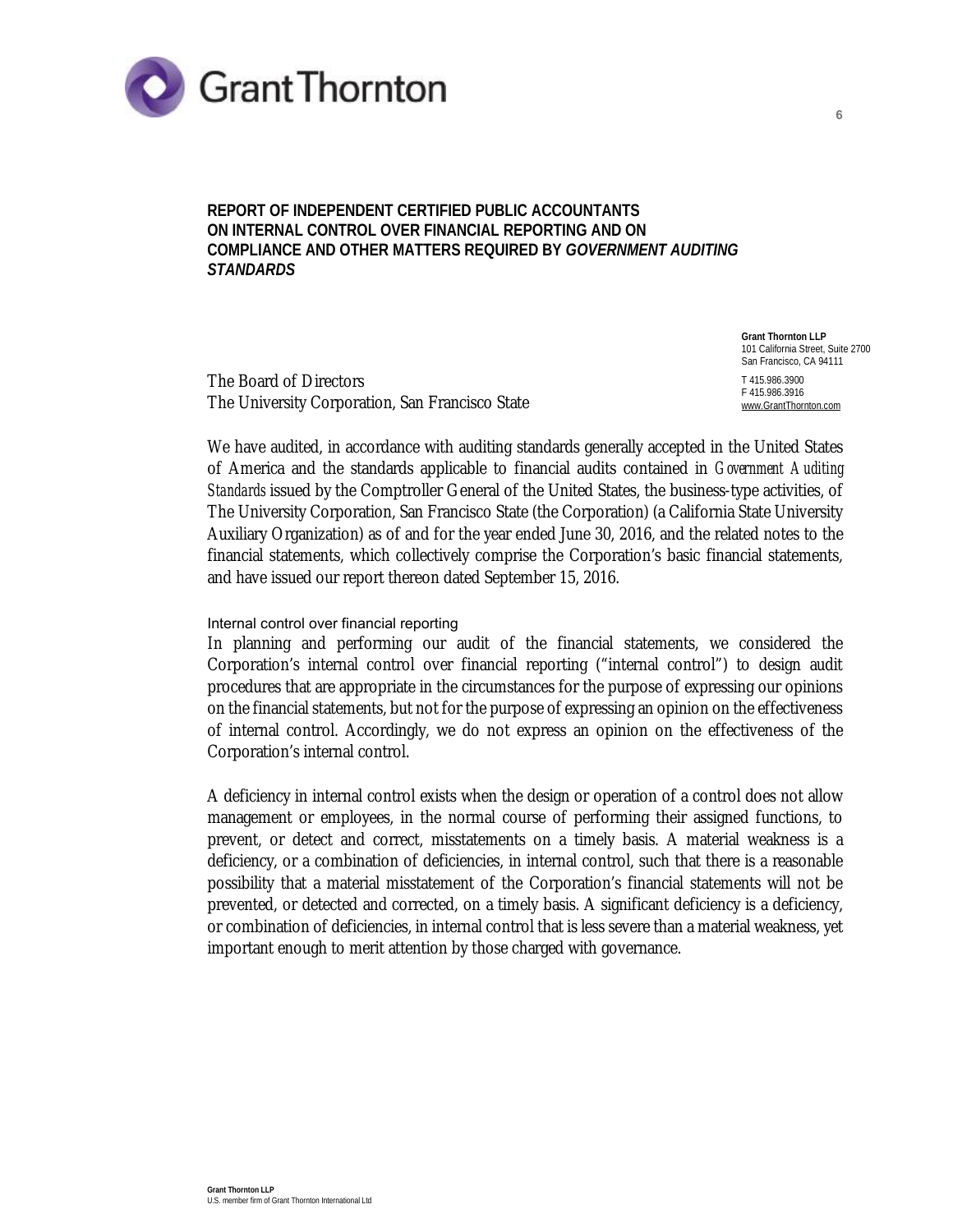**REPORT OF INDEPENDENT CERTIFIED PUBLIC ACCOUNTANTS ON INTERNAL CONTROL OVER FINANCIAL REPORTING AND ON COMPLIANCE AND OTHER MATTERS REQUIRED BY *GOVERNMENT AUDITING STANDARDS***

**Grant Thornton LLP**
101 California Street, Suite 2700
San Francisco, CA 94111

T 415.986.3900
F 415.986.3916
www.GrantThornton.com

The Board of Directors
The University Corporation, San Francisco State

We have audited, in accordance with auditing standards generally accepted in the United States of America and the standards applicable to financial audits contained in *Government Auditing Standards* issued by the Comptroller General of the United States, the business-type activities, of The University Corporation, San Francisco State (the Corporation) (a California State University Auxiliary Organization) as of and for the year ended June 30, 2016, and the related notes to the financial statements, which collectively comprise the Corporation's basic financial statements, and have issued our report thereon dated September 15, 2016.

Internal control over financial reporting

In planning and performing our audit of the financial statements, we considered the Corporation's internal control over financial reporting ("internal control") to design audit procedures that are appropriate in the circumstances for the purpose of expressing our opinions on the financial statements, but not for the purpose of expressing an opinion on the effectiveness of internal control. Accordingly, we do not express an opinion on the effectiveness of the Corporation's internal control.

A deficiency in internal control exists when the design or operation of a control does not allow management or employees, in the normal course of performing their assigned functions, to prevent, or detect and correct, misstatements on a timely basis. A material weakness is a deficiency, or a combination of deficiencies, in internal control, such that there is a reasonable possibility that a material misstatement of the Corporation's financial statements will not be prevented, or detected and corrected, on a timely basis. A significant deficiency is a deficiency, or combination of deficiencies, in internal control that is less severe than a material weakness, yet important enough to merit attention by those charged with governance.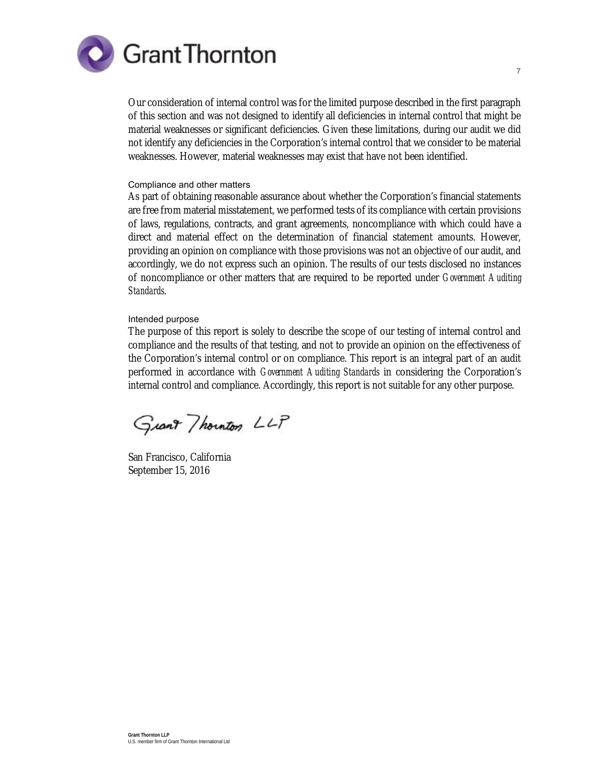Our consideration of internal control was for the limited purpose described in the first paragraph of this section and was not designed to identify all deficiencies in internal control that might be material weaknesses or significant deficiencies. Given these limitations, during our audit we did not identify any deficiencies in the Corporation's internal control that we consider to be material weaknesses. However, material weaknesses may exist that have not been identified.

### Compliance and other matters

As part of obtaining reasonable assurance about whether the Corporation's financial statements are free from material misstatement, we performed tests of its compliance with certain provisions of laws, regulations, contracts, and grant agreements, noncompliance with which could have a direct and material effect on the determination of financial statement amounts. However, providing an opinion on compliance with those provisions was not an objective of our audit, and accordingly, we do not express such an opinion. The results of our tests disclosed no instances of noncompliance or other matters that are required to be reported under *Government Auditing Standards*.

### Intended purpose

The purpose of this report is solely to describe the scope of our testing of internal control and compliance and the results of that testing, and not to provide an opinion on the effectiveness of the Corporation's internal control or on compliance. This report is an integral part of an audit performed in accordance with *Government Auditing Standards* in considering the Corporation's internal control and compliance. Accordingly, this report is not suitable for any other purpose.

Grant Thornton LLP

San Francisco, California
September 15, 2016

**Grant Thornton LLP**
U.S. member firm of Grant Thornton International Ltd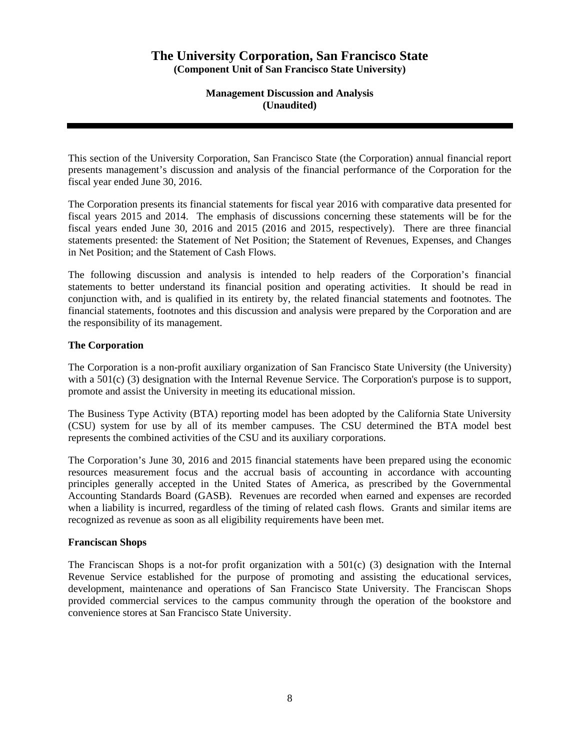# The University Corporation, San Francisco State

**(Component Unit of San Francisco State University)**

**Management Discussion and Analysis**
**(Unaudited)**

This section of the University Corporation, San Francisco State (the Corporation) annual financial report presents management's discussion and analysis of the financial performance of the Corporation for the fiscal year ended June 30, 2016.

The Corporation presents its financial statements for fiscal year 2016 with comparative data presented for fiscal years 2015 and 2014. The emphasis of discussions concerning these statements will be for the fiscal years ended June 30, 2016 and 2015 (2016 and 2015, respectively). There are three financial statements presented: the Statement of Net Position; the Statement of Revenues, Expenses, and Changes in Net Position; and the Statement of Cash Flows.

The following discussion and analysis is intended to help readers of the Corporation's financial statements to better understand its financial position and operating activities. It should be read in conjunction with, and is qualified in its entirety by, the related financial statements and footnotes. The financial statements, footnotes and this discussion and analysis were prepared by the Corporation and are the responsibility of its management.

**The Corporation**

The Corporation is a non-profit auxiliary organization of San Francisco State University (the University) with a 501(c) (3) designation with the Internal Revenue Service. The Corporation's purpose is to support, promote and assist the University in meeting its educational mission.

The Business Type Activity (BTA) reporting model has been adopted by the California State University (CSU) system for use by all of its member campuses. The CSU determined the BTA model best represents the combined activities of the CSU and its auxiliary corporations.

The Corporation's June 30, 2016 and 2015 financial statements have been prepared using the economic resources measurement focus and the accrual basis of accounting in accordance with accounting principles generally accepted in the United States of America, as prescribed by the Governmental Accounting Standards Board (GASB). Revenues are recorded when earned and expenses are recorded when a liability is incurred, regardless of the timing of related cash flows. Grants and similar items are recognized as revenue as soon as all eligibility requirements have been met.

**Franciscan Shops**

The Franciscan Shops is a not-for profit organization with a 501(c) (3) designation with the Internal Revenue Service established for the purpose of promoting and assisting the educational services, development, maintenance and operations of San Francisco State University. The Franciscan Shops provided commercial services to the campus community through the operation of the bookstore and convenience stores at San Francisco State University.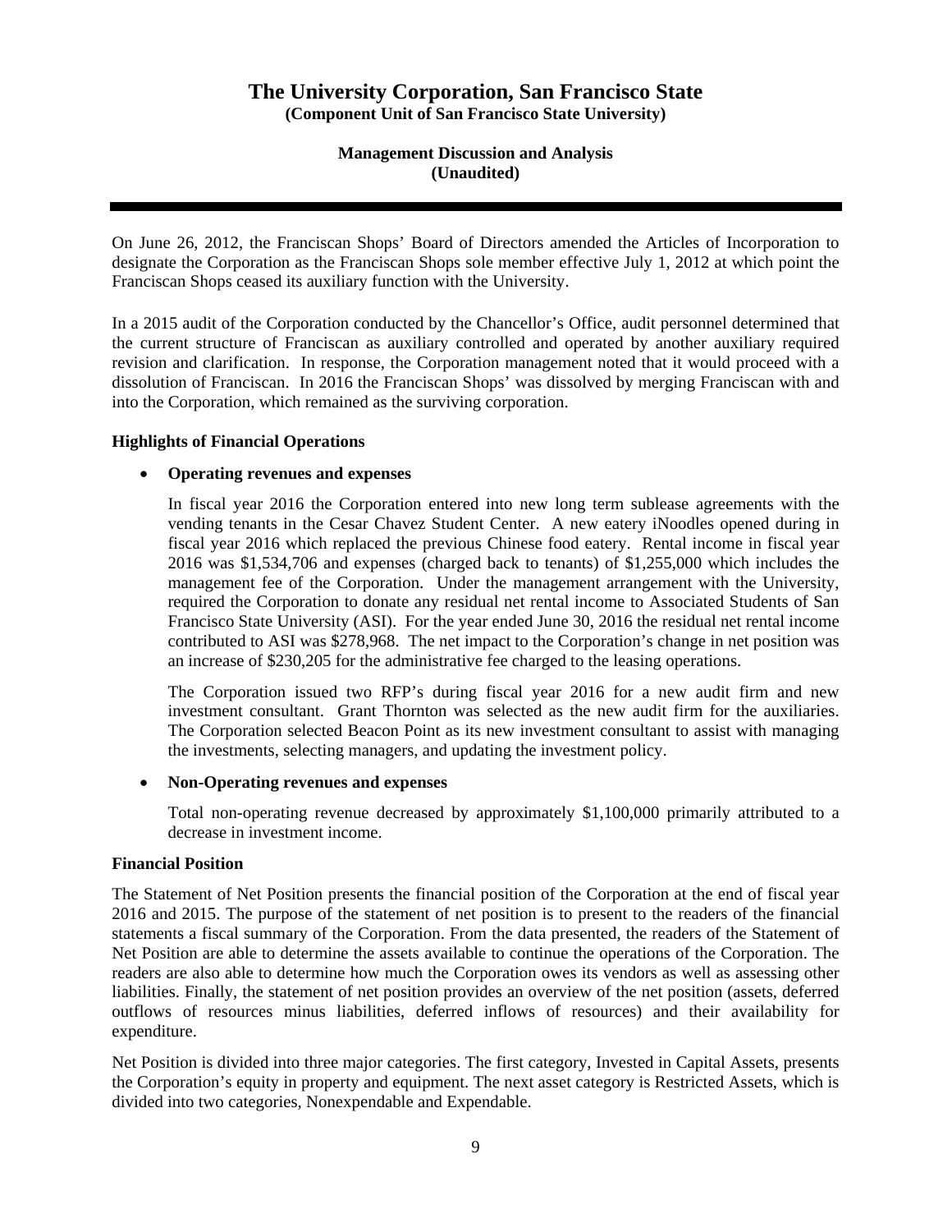On June 26, 2012, the Franciscan Shops' Board of Directors amended the Articles of Incorporation to designate the Corporation as the Franciscan Shops sole member effective July 1, 2012 at which point the Franciscan Shops ceased its auxiliary function with the University.

In a 2015 audit of the Corporation conducted by the Chancellor's Office, audit personnel determined that the current structure of Franciscan as auxiliary controlled and operated by another auxiliary required revision and clarification. In response, the Corporation management noted that it would proceed with a dissolution of Franciscan. In 2016 the Franciscan Shops' was dissolved by merging Franciscan with and into the Corporation, which remained as the surviving corporation.

**Highlights of Financial Operations**

- **Operating revenues and expenses**

  In fiscal year 2016 the Corporation entered into new long term sublease agreements with the vending tenants in the Cesar Chavez Student Center. A new eatery iNoodles opened during in fiscal year 2016 which replaced the previous Chinese food eatery. Rental income in fiscal year 2016 was $1,534,706 and expenses (charged back to tenants) of $1,255,000 which includes the management fee of the Corporation. Under the management arrangement with the University, required the Corporation to donate any residual net rental income to Associated Students of San Francisco State University (ASI). For the year ended June 30, 2016 the residual net rental income contributed to ASI was $278,968. The net impact to the Corporation's change in net position was an increase of $230,205 for the administrative fee charged to the leasing operations.

  The Corporation issued two RFP's during fiscal year 2016 for a new audit firm and new investment consultant. Grant Thornton was selected as the new audit firm for the auxiliaries. The Corporation selected Beacon Point as its new investment consultant to assist with managing the investments, selecting managers, and updating the investment policy.

- **Non-Operating revenues and expenses**

  Total non-operating revenue decreased by approximately $1,100,000 primarily attributed to a decrease in investment income.

**Financial Position**

The Statement of Net Position presents the financial position of the Corporation at the end of fiscal year 2016 and 2015. The purpose of the statement of net position is to present to the readers of the financial statements a fiscal summary of the Corporation. From the data presented, the readers of the Statement of Net Position are able to determine the assets available to continue the operations of the Corporation. The readers are also able to determine how much the Corporation owes its vendors as well as assessing other liabilities. Finally, the statement of net position provides an overview of the net position (assets, deferred outflows of resources minus liabilities, deferred inflows of resources) and their availability for expenditure.

Net Position is divided into three major categories. The first category, Invested in Capital Assets, presents the Corporation's equity in property and equipment. The next asset category is Restricted Assets, which is divided into two categories, Nonexpendable and Expendable.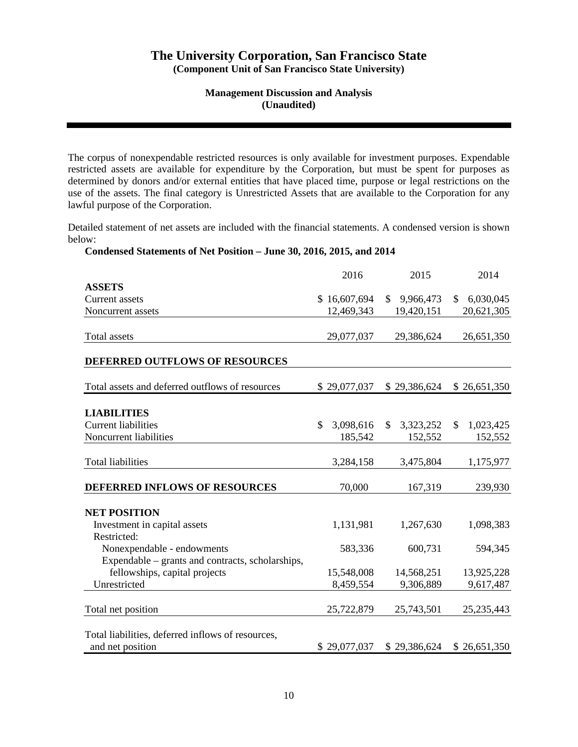The corpus of nonexpendable restricted resources is only available for investment purposes. Expendable restricted assets are available for expenditure by the Corporation, but must be spent for purposes as determined by donors and/or external entities that have placed time, purpose or legal restrictions on the use of the assets. The final category is Unrestricted Assets that are available to the Corporation for any lawful purpose of the Corporation.

Detailed statement of net assets are included with the financial statements. A condensed version is shown below:

**Condensed Statements of Net Position – June 30, 2016, 2015, and 2014**

| | 2016 | 2015 | 2014 |
|---|---|---|---|
| **ASSETS** | | | |
| Current assets | $ 16,607,694 | $ 9,966,473 | $ 6,030,045 |
| Noncurrent assets | 12,469,343 | 19,420,151 | 20,621,305 |
| Total assets | 29,077,037 | 29,386,624 | 26,651,350 |
| **DEFERRED OUTFLOWS OF RESOURCES** | | | |
| Total assets and deferred outflows of resources | $ 29,077,037 | $ 29,386,624 | $ 26,651,350 |
| **LIABILITIES** | | | |
| Current liabilities | $ 3,098,616 | $ 3,323,252 | $ 1,023,425 |
| Noncurrent liabilities | 185,542 | 152,552 | 152,552 |
| Total liabilities | 3,284,158 | 3,475,804 | 1,175,977 |
| **DEFERRED INFLOWS OF RESOURCES** | 70,000 | 167,319 | 239,930 |
| **NET POSITION** | | | |
| Investment in capital assets | 1,131,981 | 1,267,630 | 1,098,383 |
| Restricted: | | | |
| Nonexpendable - endowments | 583,336 | 600,731 | 594,345 |
| Expendable – grants and contracts, scholarships, fellowships, capital projects | 15,548,008 | 14,568,251 | 13,925,228 |
| Unrestricted | 8,459,554 | 9,306,889 | 9,617,487 |
| Total net position | 25,722,879 | 25,743,501 | 25,235,443 |
| Total liabilities, deferred inflows of resources, and net position | $ 29,077,037 | $ 29,386,624 | $ 26,651,350 |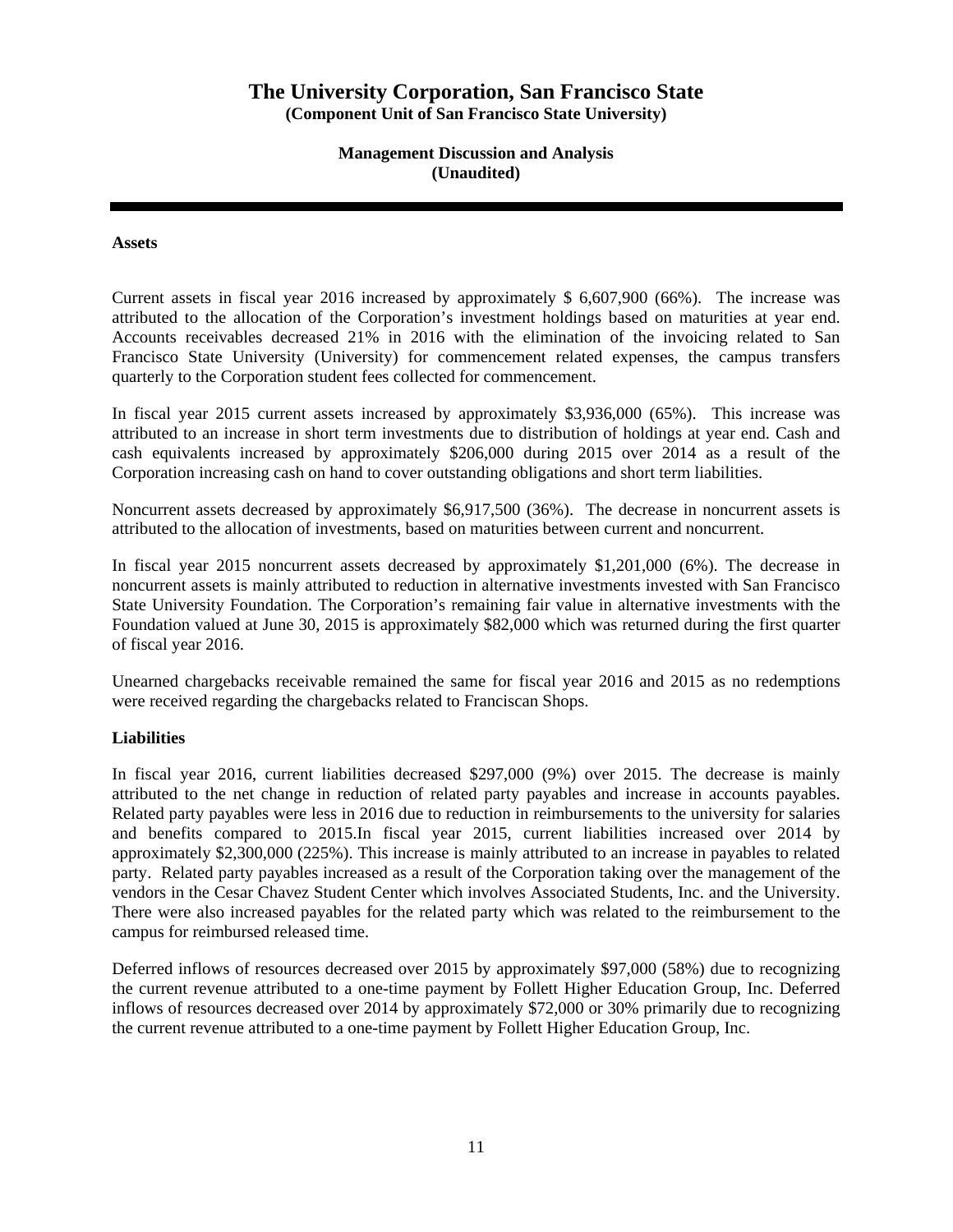# The University Corporation, San Francisco State

**(Component Unit of San Francisco State University)**

**Management Discussion and Analysis**
**(Unaudited)**

---

**Assets**

Current assets in fiscal year 2016 increased by approximately $ 6,607,900 (66%). The increase was attributed to the allocation of the Corporation's investment holdings based on maturities at year end. Accounts receivables decreased 21% in 2016 with the elimination of the invoicing related to San Francisco State University (University) for commencement related expenses, the campus transfers quarterly to the Corporation student fees collected for commencement.

In fiscal year 2015 current assets increased by approximately $3,936,000 (65%). This increase was attributed to an increase in short term investments due to distribution of holdings at year end. Cash and cash equivalents increased by approximately $206,000 during 2015 over 2014 as a result of the Corporation increasing cash on hand to cover outstanding obligations and short term liabilities.

Noncurrent assets decreased by approximately $6,917,500 (36%). The decrease in noncurrent assets is attributed to the allocation of investments, based on maturities between current and noncurrent.

In fiscal year 2015 noncurrent assets decreased by approximately $1,201,000 (6%). The decrease in noncurrent assets is mainly attributed to reduction in alternative investments invested with San Francisco State University Foundation. The Corporation's remaining fair value in alternative investments with the Foundation valued at June 30, 2015 is approximately $82,000 which was returned during the first quarter of fiscal year 2016.

Unearned chargebacks receivable remained the same for fiscal year 2016 and 2015 as no redemptions were received regarding the chargebacks related to Franciscan Shops.

**Liabilities**

In fiscal year 2016, current liabilities decreased $297,000 (9%) over 2015. The decrease is mainly attributed to the net change in reduction of related party payables and increase in accounts payables. Related party payables were less in 2016 due to reduction in reimbursements to the university for salaries and benefits compared to 2015.In fiscal year 2015, current liabilities increased over 2014 by approximately $2,300,000 (225%). This increase is mainly attributed to an increase in payables to related party. Related party payables increased as a result of the Corporation taking over the management of the vendors in the Cesar Chavez Student Center which involves Associated Students, Inc. and the University. There were also increased payables for the related party which was related to the reimbursement to the campus for reimbursed released time.

Deferred inflows of resources decreased over 2015 by approximately $97,000 (58%) due to recognizing the current revenue attributed to a one-time payment by Follett Higher Education Group, Inc. Deferred inflows of resources decreased over 2014 by approximately $72,000 or 30% primarily due to recognizing the current revenue attributed to a one-time payment by Follett Higher Education Group, Inc.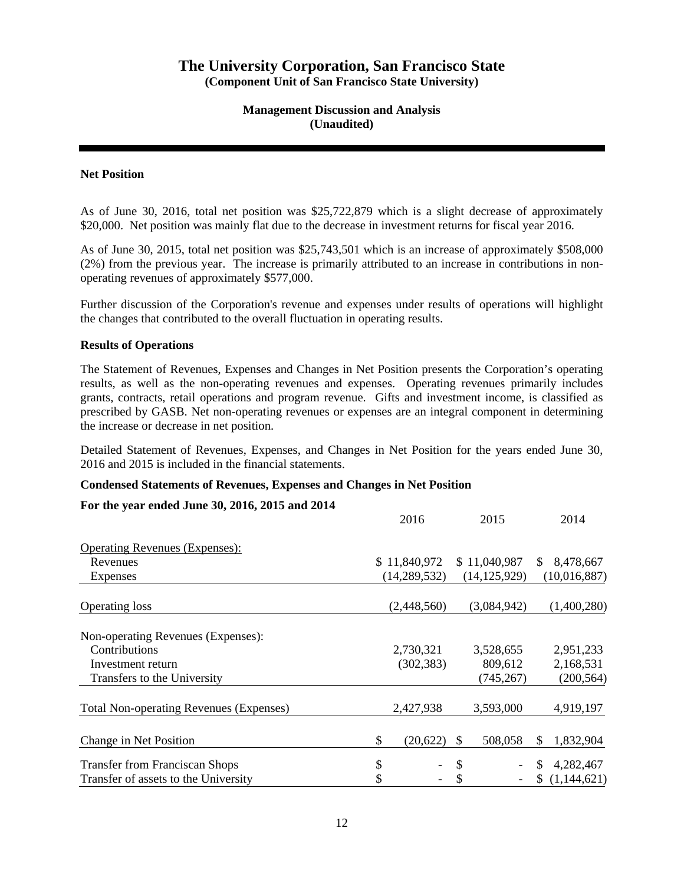# The University Corporation, San Francisco State

**(Component Unit of San Francisco State University)**

**Management Discussion and Analysis**
**(Unaudited)**

### Net Position

As of June 30, 2016, total net position was $25,722,879 which is a slight decrease of approximately $20,000. Net position was mainly flat due to the decrease in investment returns for fiscal year 2016.

As of June 30, 2015, total net position was $25,743,501 which is an increase of approximately $508,000 (2%) from the previous year. The increase is primarily attributed to an increase in contributions in non-operating revenues of approximately $577,000.

Further discussion of the Corporation's revenue and expenses under results of operations will highlight the changes that contributed to the overall fluctuation in operating results.

### Results of Operations

The Statement of Revenues, Expenses and Changes in Net Position presents the Corporation's operating results, as well as the non-operating revenues and expenses. Operating revenues primarily includes grants, contracts, retail operations and program revenue. Gifts and investment income, is classified as prescribed by GASB. Net non-operating revenues or expenses are an integral component in determining the increase or decrease in net position.

Detailed Statement of Revenues, Expenses, and Changes in Net Position for the years ended June 30, 2016 and 2015 is included in the financial statements.

### Condensed Statements of Revenues, Expenses and Changes in Net Position

**For the year ended June 30, 2016, 2015 and 2014**

| | 2016 | 2015 | 2014 |
|---|---|---|---|
| Operating Revenues (Expenses): | | | |
| Revenues | $ 11,840,972 | $ 11,040,987 | $ 8,478,667 |
| Expenses | (14,289,532) | (14,125,929) | (10,016,887) |
| Operating loss | (2,448,560) | (3,084,942) | (1,400,280) |
| Non-operating Revenues (Expenses): | | | |
| Contributions | 2,730,321 | 3,528,655 | 2,951,233 |
| Investment return | (302,383) | 809,612 | 2,168,531 |
| Transfers to the University | | (745,267) | (200,564) |
| Total Non-operating Revenues (Expenses) | 2,427,938 | 3,593,000 | 4,919,197 |
| Change in Net Position | $ (20,622) | $ 508,058 | $ 1,832,904 |
| Transfer from Franciscan Shops | $ - | $ - | $ 4,282,467 |
| Transfer of assets to the University | $ - | $ - | $ (1,144,621) |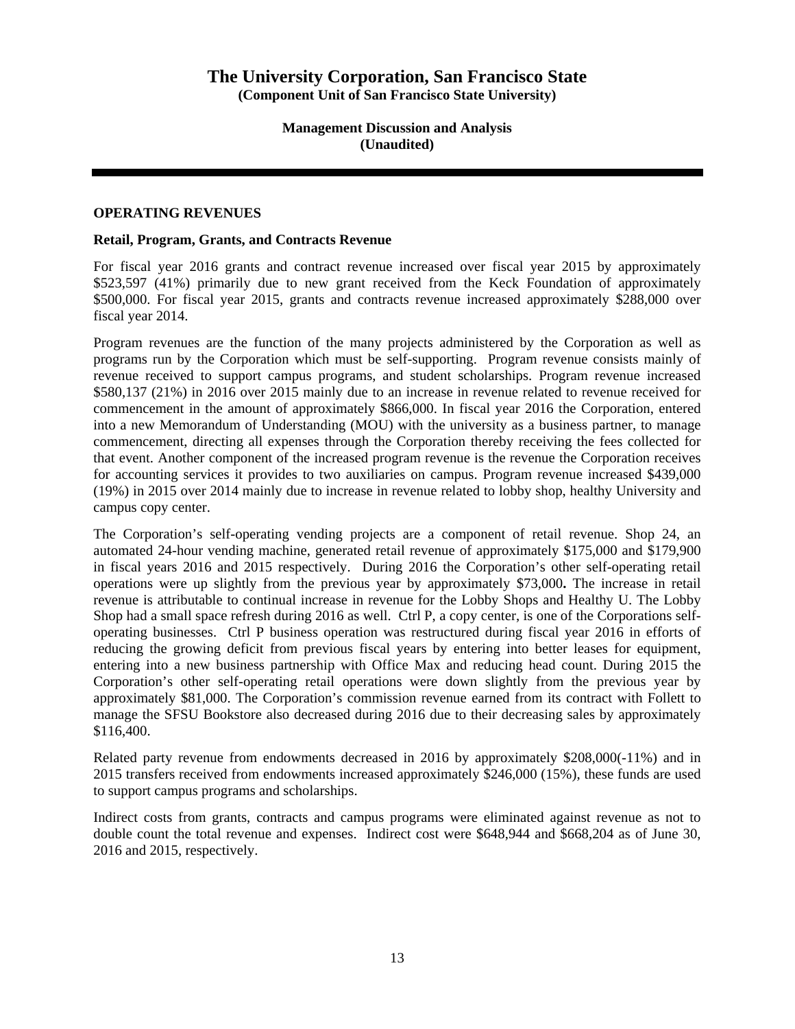# The University Corporation, San Francisco State

**(Component Unit of San Francisco State University)**

**Management Discussion and Analysis**
**(Unaudited)**

## OPERATING REVENUES

### Retail, Program, Grants, and Contracts Revenue

For fiscal year 2016 grants and contract revenue increased over fiscal year 2015 by approximately $523,597 (41%) primarily due to new grant received from the Keck Foundation of approximately $500,000. For fiscal year 2015, grants and contracts revenue increased approximately $288,000 over fiscal year 2014.

Program revenues are the function of the many projects administered by the Corporation as well as programs run by the Corporation which must be self-supporting. Program revenue consists mainly of revenue received to support campus programs, and student scholarships. Program revenue increased $580,137 (21%) in 2016 over 2015 mainly due to an increase in revenue related to revenue received for commencement in the amount of approximately $866,000. In fiscal year 2016 the Corporation, entered into a new Memorandum of Understanding (MOU) with the university as a business partner, to manage commencement, directing all expenses through the Corporation thereby receiving the fees collected for that event. Another component of the increased program revenue is the revenue the Corporation receives for accounting services it provides to two auxiliaries on campus. Program revenue increased $439,000 (19%) in 2015 over 2014 mainly due to increase in revenue related to lobby shop, healthy University and campus copy center.

The Corporation's self-operating vending projects are a component of retail revenue. Shop 24, an automated 24-hour vending machine, generated retail revenue of approximately $175,000 and $179,900 in fiscal years 2016 and 2015 respectively. During 2016 the Corporation's other self-operating retail operations were up slightly from the previous year by approximately $73,000**.** The increase in retail revenue is attributable to continual increase in revenue for the Lobby Shops and Healthy U. The Lobby Shop had a small space refresh during 2016 as well. Ctrl P, a copy center, is one of the Corporations self-operating businesses. Ctrl P business operation was restructured during fiscal year 2016 in efforts of reducing the growing deficit from previous fiscal years by entering into better leases for equipment, entering into a new business partnership with Office Max and reducing head count. During 2015 the Corporation's other self-operating retail operations were down slightly from the previous year by approximately $81,000. The Corporation's commission revenue earned from its contract with Follett to manage the SFSU Bookstore also decreased during 2016 due to their decreasing sales by approximately $116,400.

Related party revenue from endowments decreased in 2016 by approximately $208,000(-11%) and in 2015 transfers received from endowments increased approximately $246,000 (15%), these funds are used to support campus programs and scholarships.

Indirect costs from grants, contracts and campus programs were eliminated against revenue as not to double count the total revenue and expenses. Indirect cost were $648,944 and $668,204 as of June 30, 2016 and 2015, respectively.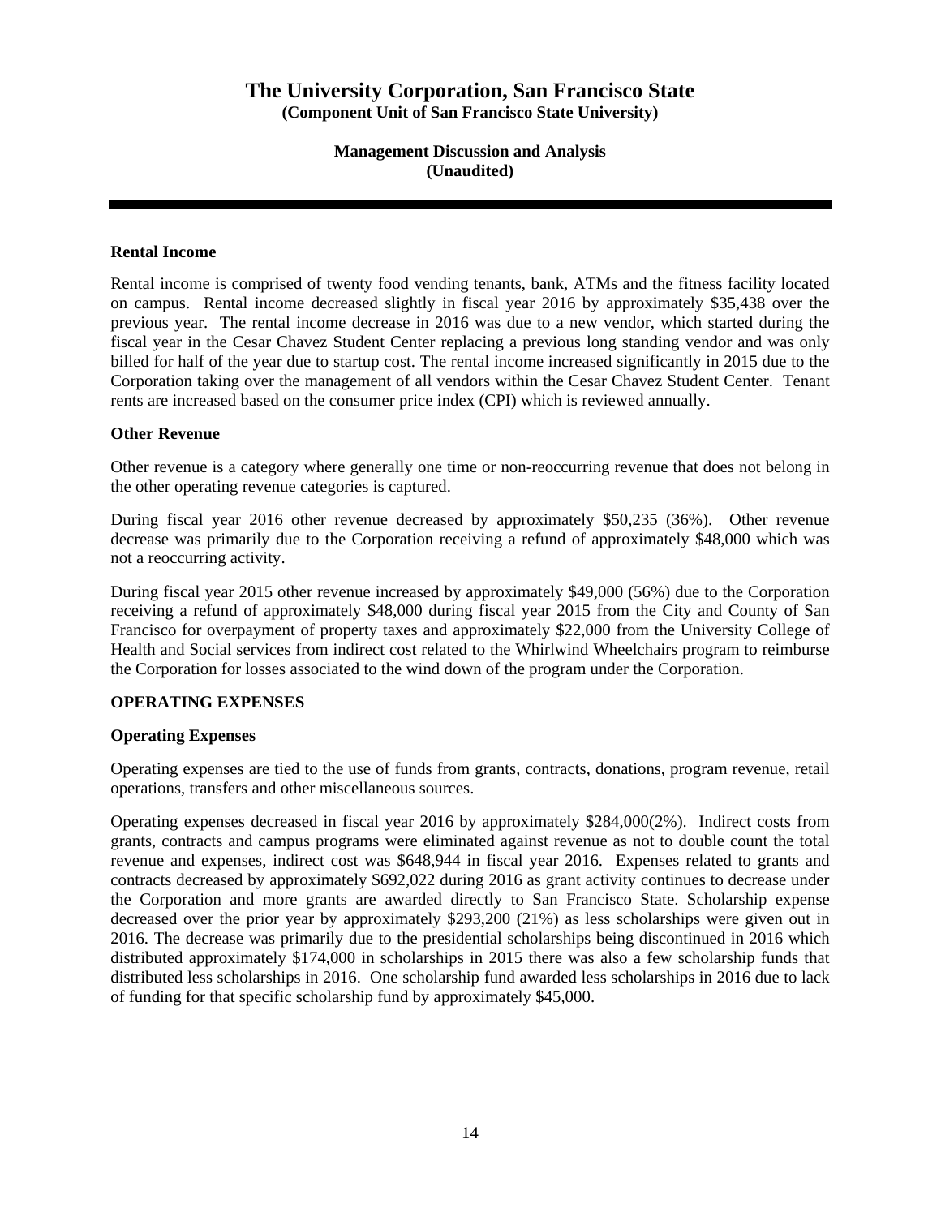### Rental Income

Rental income is comprised of twenty food vending tenants, bank, ATMs and the fitness facility located on campus. Rental income decreased slightly in fiscal year 2016 by approximately $35,438 over the previous year. The rental income decrease in 2016 was due to a new vendor, which started during the fiscal year in the Cesar Chavez Student Center replacing a previous long standing vendor and was only billed for half of the year due to startup cost. The rental income increased significantly in 2015 due to the Corporation taking over the management of all vendors within the Cesar Chavez Student Center. Tenant rents are increased based on the consumer price index (CPI) which is reviewed annually.

### Other Revenue

Other revenue is a category where generally one time or non-reoccurring revenue that does not belong in the other operating revenue categories is captured.

During fiscal year 2016 other revenue decreased by approximately $50,235 (36%). Other revenue decrease was primarily due to the Corporation receiving a refund of approximately $48,000 which was not a reoccurring activity.

During fiscal year 2015 other revenue increased by approximately $49,000 (56%) due to the Corporation receiving a refund of approximately $48,000 during fiscal year 2015 from the City and County of San Francisco for overpayment of property taxes and approximately $22,000 from the University College of Health and Social services from indirect cost related to the Whirlwind Wheelchairs program to reimburse the Corporation for losses associated to the wind down of the program under the Corporation.

## OPERATING EXPENSES

### Operating Expenses

Operating expenses are tied to the use of funds from grants, contracts, donations, program revenue, retail operations, transfers and other miscellaneous sources.

Operating expenses decreased in fiscal year 2016 by approximately $284,000(2%). Indirect costs from grants, contracts and campus programs were eliminated against revenue as not to double count the total revenue and expenses, indirect cost was $648,944 in fiscal year 2016. Expenses related to grants and contracts decreased by approximately $692,022 during 2016 as grant activity continues to decrease under the Corporation and more grants are awarded directly to San Francisco State. Scholarship expense decreased over the prior year by approximately $293,200 (21%) as less scholarships were given out in 2016. The decrease was primarily due to the presidential scholarships being discontinued in 2016 which distributed approximately $174,000 in scholarships in 2015 there was also a few scholarship funds that distributed less scholarships in 2016. One scholarship fund awarded less scholarships in 2016 due to lack of funding for that specific scholarship fund by approximately $45,000.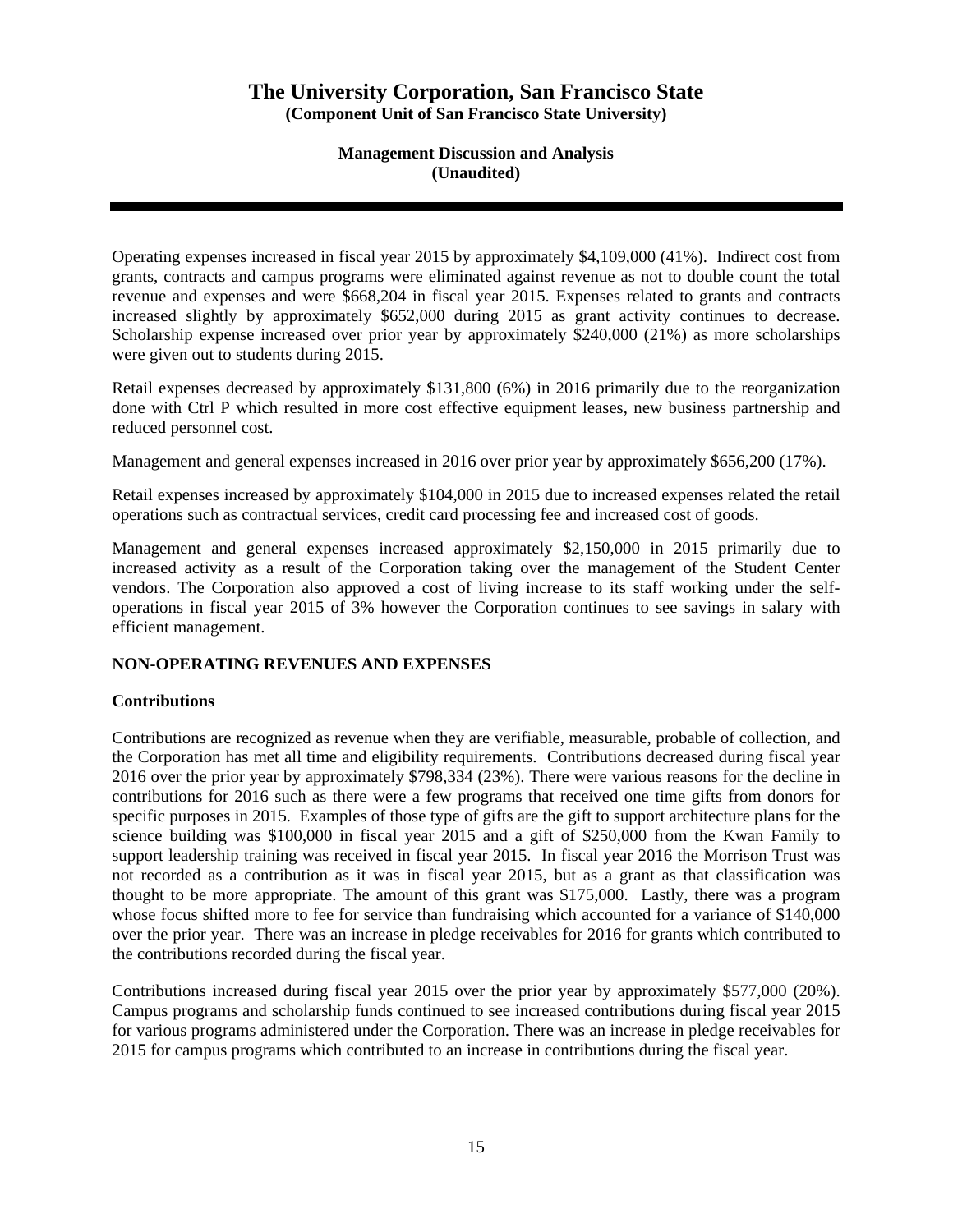Operating expenses increased in fiscal year 2015 by approximately $4,109,000 (41%). Indirect cost from grants, contracts and campus programs were eliminated against revenue as not to double count the total revenue and expenses and were $668,204 in fiscal year 2015. Expenses related to grants and contracts increased slightly by approximately $652,000 during 2015 as grant activity continues to decrease. Scholarship expense increased over prior year by approximately $240,000 (21%) as more scholarships were given out to students during 2015.

Retail expenses decreased by approximately $131,800 (6%) in 2016 primarily due to the reorganization done with Ctrl P which resulted in more cost effective equipment leases, new business partnership and reduced personnel cost.

Management and general expenses increased in 2016 over prior year by approximately $656,200 (17%).

Retail expenses increased by approximately $104,000 in 2015 due to increased expenses related the retail operations such as contractual services, credit card processing fee and increased cost of goods.

Management and general expenses increased approximately $2,150,000 in 2015 primarily due to increased activity as a result of the Corporation taking over the management of the Student Center vendors. The Corporation also approved a cost of living increase to its staff working under the self-operations in fiscal year 2015 of 3% however the Corporation continues to see savings in salary with efficient management.

## NON-OPERATING REVENUES AND EXPENSES

### Contributions

Contributions are recognized as revenue when they are verifiable, measurable, probable of collection, and the Corporation has met all time and eligibility requirements. Contributions decreased during fiscal year 2016 over the prior year by approximately $798,334 (23%). There were various reasons for the decline in contributions for 2016 such as there were a few programs that received one time gifts from donors for specific purposes in 2015. Examples of those type of gifts are the gift to support architecture plans for the science building was $100,000 in fiscal year 2015 and a gift of $250,000 from the Kwan Family to support leadership training was received in fiscal year 2015. In fiscal year 2016 the Morrison Trust was not recorded as a contribution as it was in fiscal year 2015, but as a grant as that classification was thought to be more appropriate. The amount of this grant was $175,000. Lastly, there was a program whose focus shifted more to fee for service than fundraising which accounted for a variance of $140,000 over the prior year. There was an increase in pledge receivables for 2016 for grants which contributed to the contributions recorded during the fiscal year.

Contributions increased during fiscal year 2015 over the prior year by approximately $577,000 (20%). Campus programs and scholarship funds continued to see increased contributions during fiscal year 2015 for various programs administered under the Corporation. There was an increase in pledge receivables for 2015 for campus programs which contributed to an increase in contributions during the fiscal year.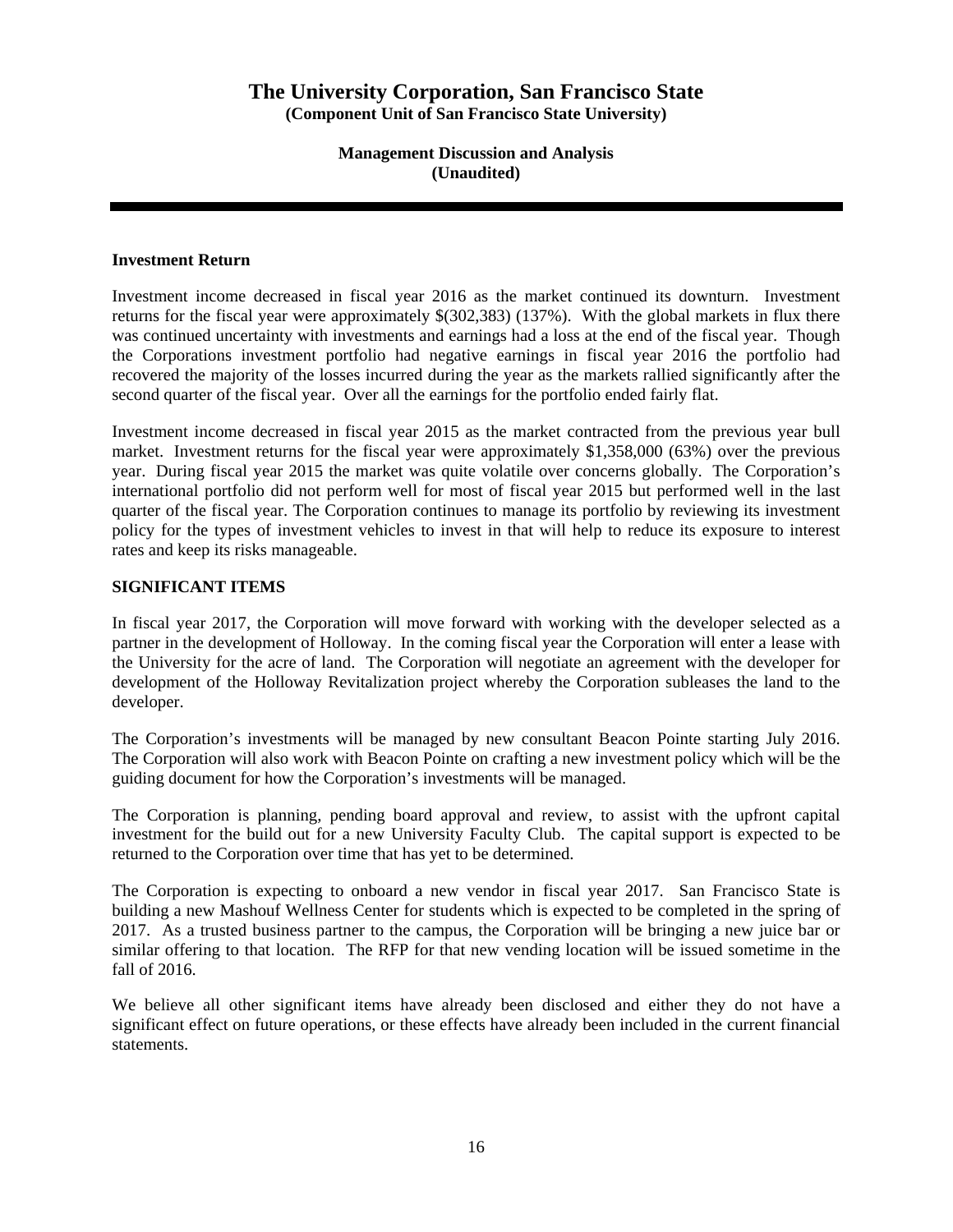# The University Corporation, San Francisco State

**(Component Unit of San Francisco State University)**

**Management Discussion and Analysis**
**(Unaudited)**

**Investment Return**

Investment income decreased in fiscal year 2016 as the market continued its downturn. Investment returns for the fiscal year were approximately $(302,383) (137%). With the global markets in flux there was continued uncertainty with investments and earnings had a loss at the end of the fiscal year. Though the Corporations investment portfolio had negative earnings in fiscal year 2016 the portfolio had recovered the majority of the losses incurred during the year as the markets rallied significantly after the second quarter of the fiscal year. Over all the earnings for the portfolio ended fairly flat.

Investment income decreased in fiscal year 2015 as the market contracted from the previous year bull market. Investment returns for the fiscal year were approximately $1,358,000 (63%) over the previous year. During fiscal year 2015 the market was quite volatile over concerns globally. The Corporation's international portfolio did not perform well for most of fiscal year 2015 but performed well in the last quarter of the fiscal year. The Corporation continues to manage its portfolio by reviewing its investment policy for the types of investment vehicles to invest in that will help to reduce its exposure to interest rates and keep its risks manageable.

## SIGNIFICANT ITEMS

In fiscal year 2017, the Corporation will move forward with working with the developer selected as a partner in the development of Holloway. In the coming fiscal year the Corporation will enter a lease with the University for the acre of land. The Corporation will negotiate an agreement with the developer for development of the Holloway Revitalization project whereby the Corporation subleases the land to the developer.

The Corporation's investments will be managed by new consultant Beacon Pointe starting July 2016. The Corporation will also work with Beacon Pointe on crafting a new investment policy which will be the guiding document for how the Corporation's investments will be managed.

The Corporation is planning, pending board approval and review, to assist with the upfront capital investment for the build out for a new University Faculty Club. The capital support is expected to be returned to the Corporation over time that has yet to be determined.

The Corporation is expecting to onboard a new vendor in fiscal year 2017. San Francisco State is building a new Mashouf Wellness Center for students which is expected to be completed in the spring of 2017. As a trusted business partner to the campus, the Corporation will be bringing a new juice bar or similar offering to that location. The RFP for that new vending location will be issued sometime in the fall of 2016.

We believe all other significant items have already been disclosed and either they do not have a significant effect on future operations, or these effects have already been included in the current financial statements.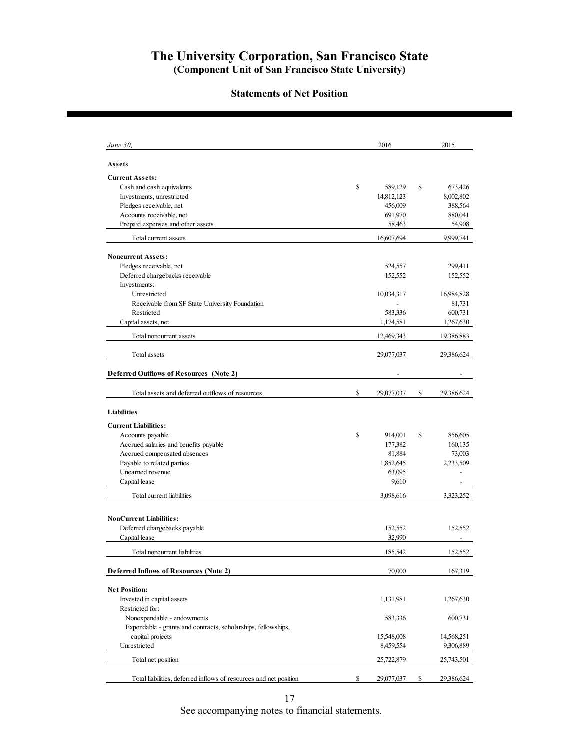# The University Corporation, San Francisco State
## (Component Unit of San Francisco State University)

### Statements of Net Position

| *June 30,* | 2016 | 2015 |
|---|---|---|
| **Assets** | | |
| **Current Assets:** | | |
| Cash and cash equivalents | $ 589,129 | $ 673,426 |
| Investments, unrestricted | 14,812,123 | 8,002,802 |
| Pledges receivable, net | 456,009 | 388,564 |
| Accounts receivable, net | 691,970 | 880,041 |
| Prepaid expenses and other assets | 58,463 | 54,908 |
| Total current assets | 16,607,694 | 9,999,741 |
| **Noncurrent Assets:** | | |
| Pledges receivable, net | 524,557 | 299,411 |
| Deferred chargebacks receivable | 152,552 | 152,552 |
| Investments: | | |
| Unrestricted | 10,034,317 | 16,984,828 |
| Receivable from SF State University Foundation | - | 81,731 |
| Restricted | 583,336 | 600,731 |
| Capital assets, net | 1,174,581 | 1,267,630 |
| Total noncurrent assets | 12,469,343 | 19,386,883 |
| Total assets | 29,077,037 | 29,386,624 |
| **Deferred Outflows of Resources (Note 2)** | - | - |
| Total assets and deferred outflows of resources | $ 29,077,037 | $ 29,386,624 |
| **Liabilities** | | |
| **Current Liabilities:** | | |
| Accounts payable | $ 914,001 | $ 856,605 |
| Accrued salaries and benefits payable | 177,382 | 160,135 |
| Accrued compensated absences | 81,884 | 73,003 |
| Payable to related parties | 1,852,645 | 2,233,509 |
| Unearned revenue | 63,095 | - |
| Capital lease | 9,610 | - |
| Total current liabilities | 3,098,616 | 3,323,252 |
| **NonCurrent Liabilities:** | | |
| Deferred chargebacks payable | 152,552 | 152,552 |
| Capital lease | 32,990 | - |
| Total noncurrent liabilities | 185,542 | 152,552 |
| **Deferred Inflows of Resources (Note 2)** | 70,000 | 167,319 |
| **Net Position:** | | |
| Invested in capital assets | 1,131,981 | 1,267,630 |
| Restricted for: | | |
| Nonexpendable - endowments | 583,336 | 600,731 |
| Expendable - grants and contracts, scholarships, fellowships, capital projects | 15,548,008 | 14,568,251 |
| Unrestricted | 8,459,554 | 9,306,889 |
| Total net position | 25,722,879 | 25,743,501 |
| Total liabilities, deferred inflows of resources and net position | $ 29,077,037 | $ 29,386,624 |

See accompanying notes to financial statements.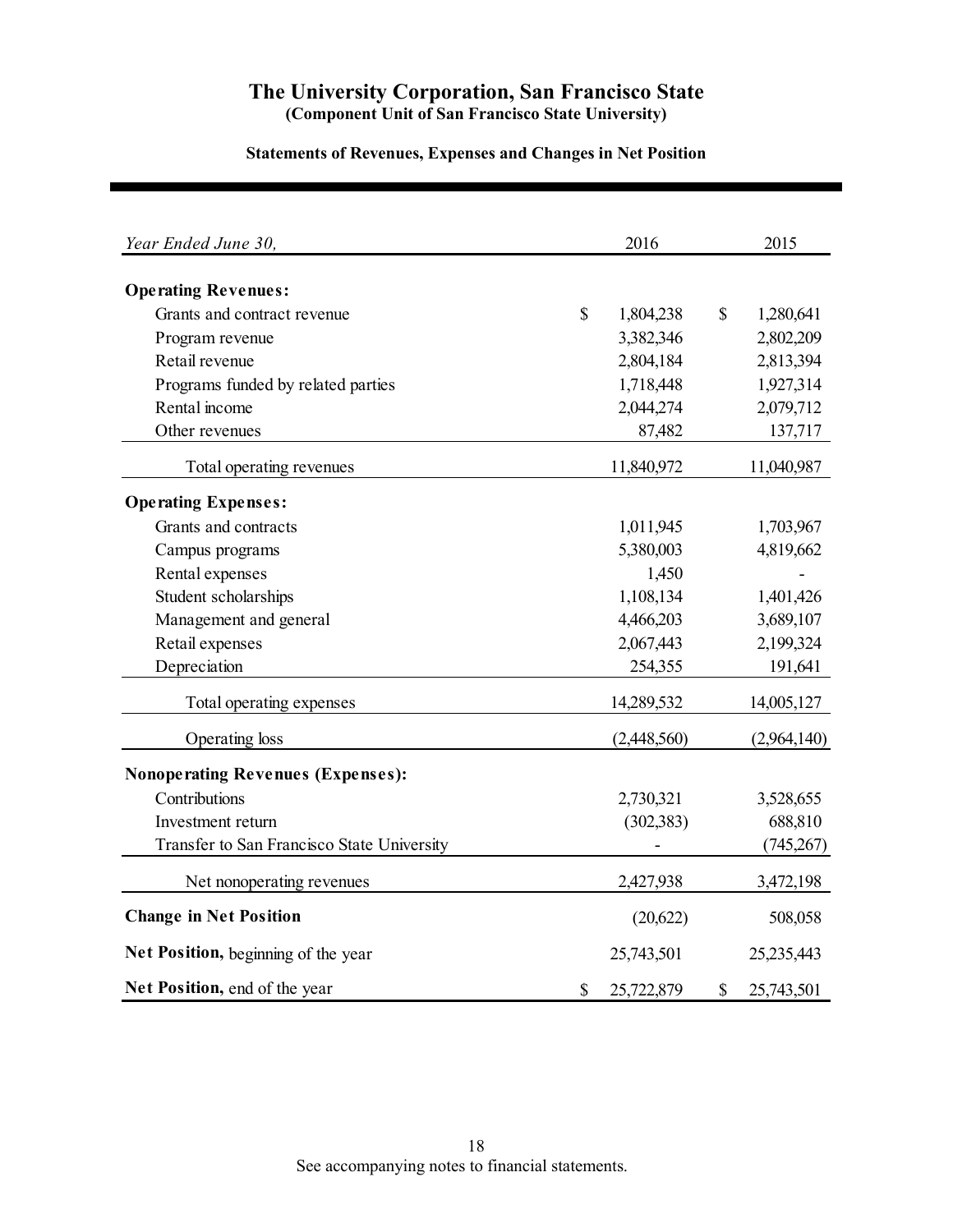# The University Corporation, San Francisco State

**(Component Unit of San Francisco State University)**

**Statements of Revenues, Expenses and Changes in Net Position**

| *Year Ended June 30,* | 2016 | 2015 |
|---|---|---|
| **Operating Revenues:** | | |
| Grants and contract revenue | $ 1,804,238 | $ 1,280,641 |
| Program revenue | 3,382,346 | 2,802,209 |
| Retail revenue | 2,804,184 | 2,813,394 |
| Programs funded by related parties | 1,718,448 | 1,927,314 |
| Rental income | 2,044,274 | 2,079,712 |
| Other revenues | 87,482 | 137,717 |
| Total operating revenues | 11,840,972 | 11,040,987 |
| **Operating Expenses:** | | |
| Grants and contracts | 1,011,945 | 1,703,967 |
| Campus programs | 5,380,003 | 4,819,662 |
| Rental expenses | 1,450 | - |
| Student scholarships | 1,108,134 | 1,401,426 |
| Management and general | 4,466,203 | 3,689,107 |
| Retail expenses | 2,067,443 | 2,199,324 |
| Depreciation | 254,355 | 191,641 |
| Total operating expenses | 14,289,532 | 14,005,127 |
| Operating loss | (2,448,560) | (2,964,140) |
| **Nonoperating Revenues (Expenses):** | | |
| Contributions | 2,730,321 | 3,528,655 |
| Investment return | (302,383) | 688,810 |
| Transfer to San Francisco State University | - | (745,267) |
| Net nonoperating revenues | 2,427,938 | 3,472,198 |
| **Change in Net Position** | (20,622) | 508,058 |
| **Net Position,** beginning of the year | 25,743,501 | 25,235,443 |
| **Net Position,** end of the year | $ 25,722,879 | $ 25,743,501 |

See accompanying notes to financial statements.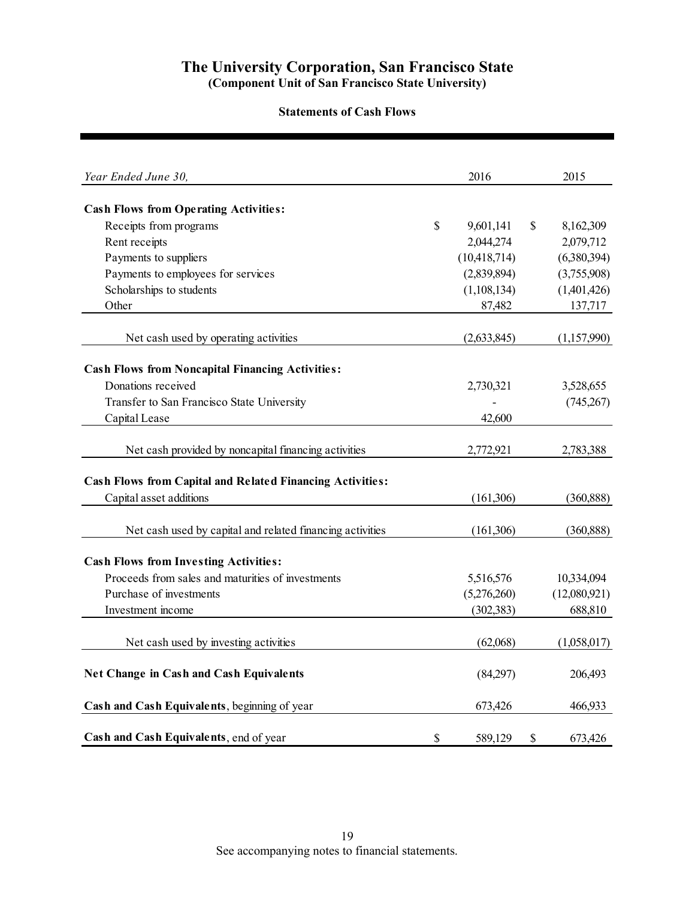# The University Corporation, San Francisco State

**(Component Unit of San Francisco State University)**

## Statements of Cash Flows

| *Year Ended June 30,* | 2016 | 2015 |
|---|---|---|
| **Cash Flows from Operating Activities:** | | |
| Receipts from programs | $ 9,601,141 | $ 8,162,309 |
| Rent receipts | 2,044,274 | 2,079,712 |
| Payments to suppliers | (10,418,714) | (6,380,394) |
| Payments to employees for services | (2,839,894) | (3,755,908) |
| Scholarships to students | (1,108,134) | (1,401,426) |
| Other | 87,482 | 137,717 |
| Net cash used by operating activities | (2,633,845) | (1,157,990) |
| **Cash Flows from Noncapital Financing Activities:** | | |
| Donations received | 2,730,321 | 3,528,655 |
| Transfer to San Francisco State University | - | (745,267) |
| Capital Lease | 42,600 | |
| Net cash provided by noncapital financing activities | 2,772,921 | 2,783,388 |
| **Cash Flows from Capital and Related Financing Activities:** | | |
| Capital asset additions | (161,306) | (360,888) |
| Net cash used by capital and related financing activities | (161,306) | (360,888) |
| **Cash Flows from Investing Activities:** | | |
| Proceeds from sales and maturities of investments | 5,516,576 | 10,334,094 |
| Purchase of investments | (5,276,260) | (12,080,921) |
| Investment income | (302,383) | 688,810 |
| Net cash used by investing activities | (62,068) | (1,058,017) |
| **Net Change in Cash and Cash Equivalents** | (84,297) | 206,493 |
| **Cash and Cash Equivalents**, beginning of year | 673,426 | 466,933 |
| **Cash and Cash Equivalents**, end of year | $ 589,129 | $ 673,426 |

See accompanying notes to financial statements.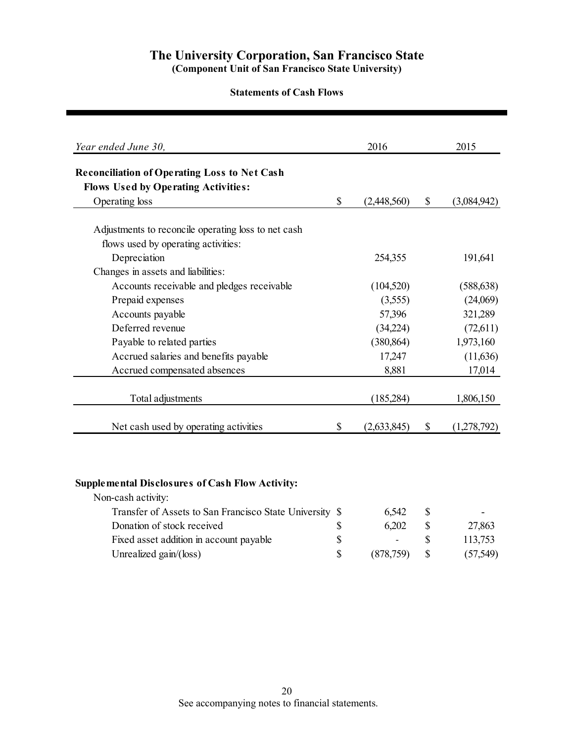# The University Corporation, San Francisco State

**(Component Unit of San Francisco State University)**

**Statements of Cash Flows**

| *Year ended June 30,* | 2016 | 2015 |
|---|---|---|
| **Reconciliation of Operating Loss to Net Cash Flows Used by Operating Activities:** | | |
| Operating loss | $ (2,448,560) | $ (3,084,942) |
| Adjustments to reconcile operating loss to net cash flows used by operating activities: | | |
| Depreciation | 254,355 | 191,641 |
| Changes in assets and liabilities: | | |
| Accounts receivable and pledges receivable | (104,520) | (588,638) |
| Prepaid expenses | (3,555) | (24,069) |
| Accounts payable | 57,396 | 321,289 |
| Deferred revenue | (34,224) | (72,611) |
| Payable to related parties | (380,864) | 1,973,160 |
| Accrued salaries and benefits payable | 17,247 | (11,636) |
| Accrued compensated absences | 8,881 | 17,014 |
| Total adjustments | (185,284) | 1,806,150 |
| Net cash used by operating activities | $ (2,633,845) | $ (1,278,792) |

| **Supplemental Disclosures of Cash Flow Activity:** | | |
|---|---|---|
| Non-cash activity: | | |
| Transfer of Assets to San Francisco State University | $ 6,542 | $ - |
| Donation of stock received | $ 6,202 | $ 27,863 |
| Fixed asset addition in account payable | $ - | $ 113,753 |
| Unrealized gain/(loss) | $ (878,759) | $ (57,549) |

See accompanying notes to financial statements.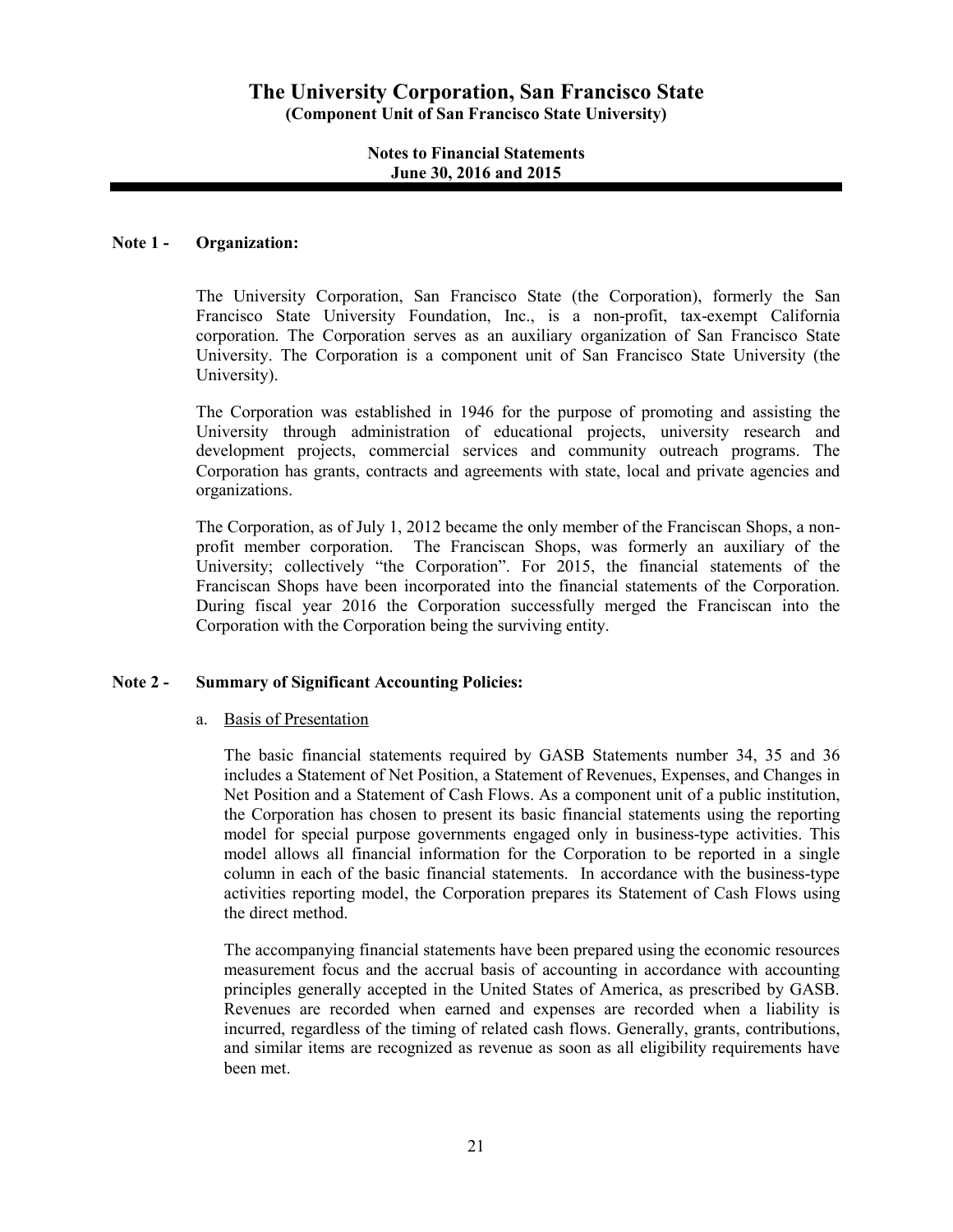# The University Corporation, San Francisco State
**(Component Unit of San Francisco State University)**

**Notes to Financial Statements**
**June 30, 2016 and 2015**

## Note 1 - Organization:

The University Corporation, San Francisco State (the Corporation), formerly the San Francisco State University Foundation, Inc., is a non-profit, tax-exempt California corporation. The Corporation serves as an auxiliary organization of San Francisco State University. The Corporation is a component unit of San Francisco State University (the University).

The Corporation was established in 1946 for the purpose of promoting and assisting the University through administration of educational projects, university research and development projects, commercial services and community outreach programs. The Corporation has grants, contracts and agreements with state, local and private agencies and organizations.

The Corporation, as of July 1, 2012 became the only member of the Franciscan Shops, a non-profit member corporation. The Franciscan Shops, was formerly an auxiliary of the University; collectively "the Corporation". For 2015, the financial statements of the Franciscan Shops have been incorporated into the financial statements of the Corporation. During fiscal year 2016 the Corporation successfully merged the Franciscan into the Corporation with the Corporation being the surviving entity.

## Note 2 - Summary of Significant Accounting Policies:

a. Basis of Presentation

The basic financial statements required by GASB Statements number 34, 35 and 36 includes a Statement of Net Position, a Statement of Revenues, Expenses, and Changes in Net Position and a Statement of Cash Flows. As a component unit of a public institution, the Corporation has chosen to present its basic financial statements using the reporting model for special purpose governments engaged only in business-type activities. This model allows all financial information for the Corporation to be reported in a single column in each of the basic financial statements. In accordance with the business-type activities reporting model, the Corporation prepares its Statement of Cash Flows using the direct method.

The accompanying financial statements have been prepared using the economic resources measurement focus and the accrual basis of accounting in accordance with accounting principles generally accepted in the United States of America, as prescribed by GASB. Revenues are recorded when earned and expenses are recorded when a liability is incurred, regardless of the timing of related cash flows. Generally, grants, contributions, and similar items are recognized as revenue as soon as all eligibility requirements have been met.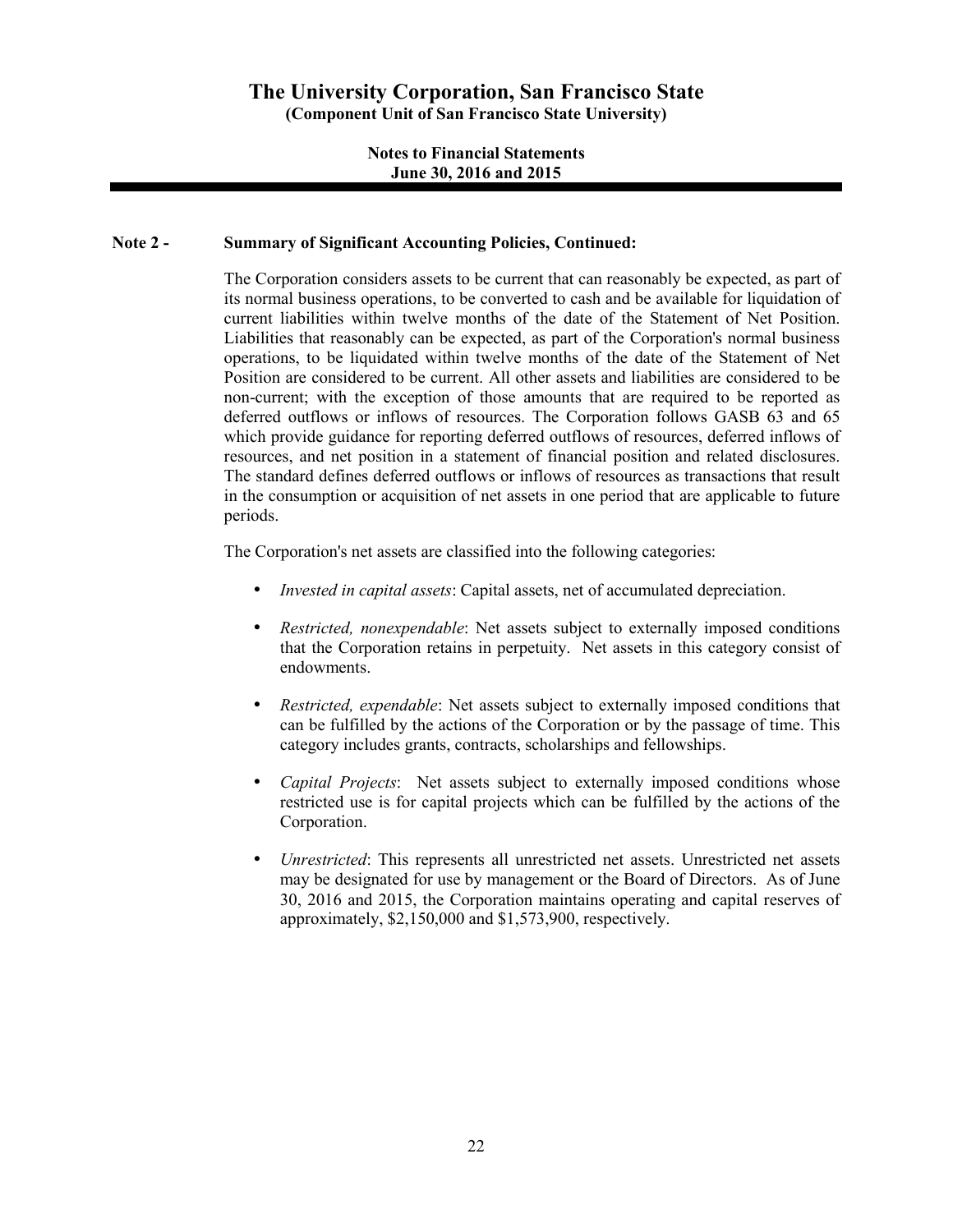## Note 2 - Summary of Significant Accounting Policies, Continued:

The Corporation considers assets to be current that can reasonably be expected, as part of its normal business operations, to be converted to cash and be available for liquidation of current liabilities within twelve months of the date of the Statement of Net Position. Liabilities that reasonably can be expected, as part of the Corporation's normal business operations, to be liquidated within twelve months of the date of the Statement of Net Position are considered to be current. All other assets and liabilities are considered to be non-current; with the exception of those amounts that are required to be reported as deferred outflows or inflows of resources. The Corporation follows GASB 63 and 65 which provide guidance for reporting deferred outflows of resources, deferred inflows of resources, and net position in a statement of financial position and related disclosures. The standard defines deferred outflows or inflows of resources as transactions that result in the consumption or acquisition of net assets in one period that are applicable to future periods.

The Corporation's net assets are classified into the following categories:

- *Invested in capital assets*: Capital assets, net of accumulated depreciation.
- *Restricted, nonexpendable*: Net assets subject to externally imposed conditions that the Corporation retains in perpetuity. Net assets in this category consist of endowments.
- *Restricted, expendable*: Net assets subject to externally imposed conditions that can be fulfilled by the actions of the Corporation or by the passage of time. This category includes grants, contracts, scholarships and fellowships.
- *Capital Projects*: Net assets subject to externally imposed conditions whose restricted use is for capital projects which can be fulfilled by the actions of the Corporation.
- *Unrestricted*: This represents all unrestricted net assets. Unrestricted net assets may be designated for use by management or the Board of Directors. As of June 30, 2016 and 2015, the Corporation maintains operating and capital reserves of approximately, $2,150,000 and $1,573,900, respectively.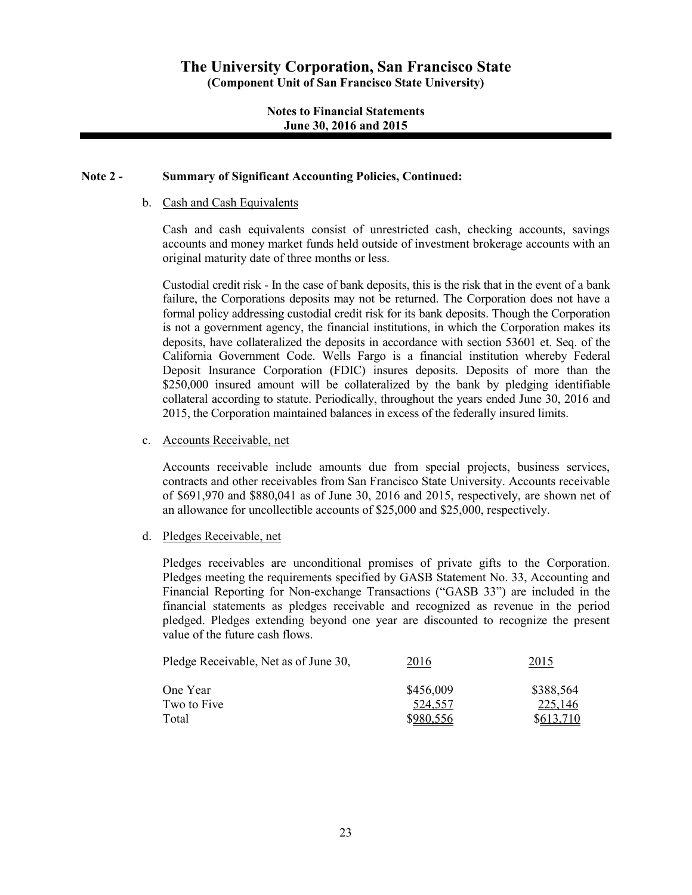# The University Corporation, San Francisco State

**(Component Unit of San Francisco State University)**

**Notes to Financial Statements**
**June 30, 2016 and 2015**

## Note 2 - Summary of Significant Accounting Policies, Continued:

b. Cash and Cash Equivalents

Cash and cash equivalents consist of unrestricted cash, checking accounts, savings accounts and money market funds held outside of investment brokerage accounts with an original maturity date of three months or less.

Custodial credit risk - In the case of bank deposits, this is the risk that in the event of a bank failure, the Corporations deposits may not be returned. The Corporation does not have a formal policy addressing custodial credit risk for its bank deposits. Though the Corporation is not a government agency, the financial institutions, in which the Corporation makes its deposits, have collateralized the deposits in accordance with section 53601 et. Seq. of the California Government Code. Wells Fargo is a financial institution whereby Federal Deposit Insurance Corporation (FDIC) insures deposits. Deposits of more than the $250,000 insured amount will be collateralized by the bank by pledging identifiable collateral according to statute. Periodically, throughout the years ended June 30, 2016 and 2015, the Corporation maintained balances in excess of the federally insured limits.

c. Accounts Receivable, net

Accounts receivable include amounts due from special projects, business services, contracts and other receivables from San Francisco State University. Accounts receivable of $691,970 and $880,041 as of June 30, 2016 and 2015, respectively, are shown net of an allowance for uncollectible accounts of $25,000 and $25,000, respectively.

d. Pledges Receivable, net

Pledges receivables are unconditional promises of private gifts to the Corporation. Pledges meeting the requirements specified by GASB Statement No. 33, Accounting and Financial Reporting for Non-exchange Transactions ("GASB 33") are included in the financial statements as pledges receivable and recognized as revenue in the period pledged. Pledges extending beyond one year are discounted to recognize the present value of the future cash flows.

| Pledge Receivable, Net as of June 30, | 2016 | 2015 |
|---|---|---|
| One Year | $456,009 | $388,564 |
| Two to Five | 524,557 | 225,146 |
| Total | $980,556 | $613,710 |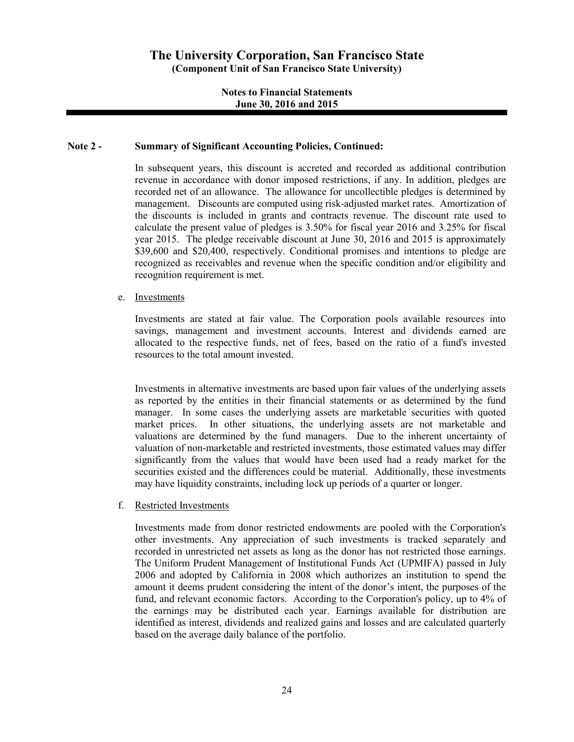## Note 2 - Summary of Significant Accounting Policies, Continued:

In subsequent years, this discount is accreted and recorded as additional contribution revenue in accordance with donor imposed restrictions, if any. In addition, pledges are recorded net of an allowance. The allowance for uncollectible pledges is determined by management. Discounts are computed using risk-adjusted market rates. Amortization of the discounts is included in grants and contracts revenue. The discount rate used to calculate the present value of pledges is 3.50% for fiscal year 2016 and 3.25% for fiscal year 2015. The pledge receivable discount at June 30, 2016 and 2015 is approximately $39,600 and $20,400, respectively. Conditional promises and intentions to pledge are recognized as receivables and revenue when the specific condition and/or eligibility and recognition requirement is met.

e. Investments

Investments are stated at fair value. The Corporation pools available resources into savings, management and investment accounts. Interest and dividends earned are allocated to the respective funds, net of fees, based on the ratio of a fund's invested resources to the total amount invested.

Investments in alternative investments are based upon fair values of the underlying assets as reported by the entities in their financial statements or as determined by the fund manager. In some cases the underlying assets are marketable securities with quoted market prices. In other situations, the underlying assets are not marketable and valuations are determined by the fund managers. Due to the inherent uncertainty of valuation of non-marketable and restricted investments, those estimated values may differ significantly from the values that would have been used had a ready market for the securities existed and the differences could be material. Additionally, these investments may have liquidity constraints, including lock up periods of a quarter or longer.

f. Restricted Investments

Investments made from donor restricted endowments are pooled with the Corporation's other investments. Any appreciation of such investments is tracked separately and recorded in unrestricted net assets as long as the donor has not restricted those earnings. The Uniform Prudent Management of Institutional Funds Act (UPMIFA) passed in July 2006 and adopted by California in 2008 which authorizes an institution to spend the amount it deems prudent considering the intent of the donor's intent, the purposes of the fund, and relevant economic factors. According to the Corporation's policy, up to 4% of the earnings may be distributed each year. Earnings available for distribution are identified as interest, dividends and realized gains and losses and are calculated quarterly based on the average daily balance of the portfolio.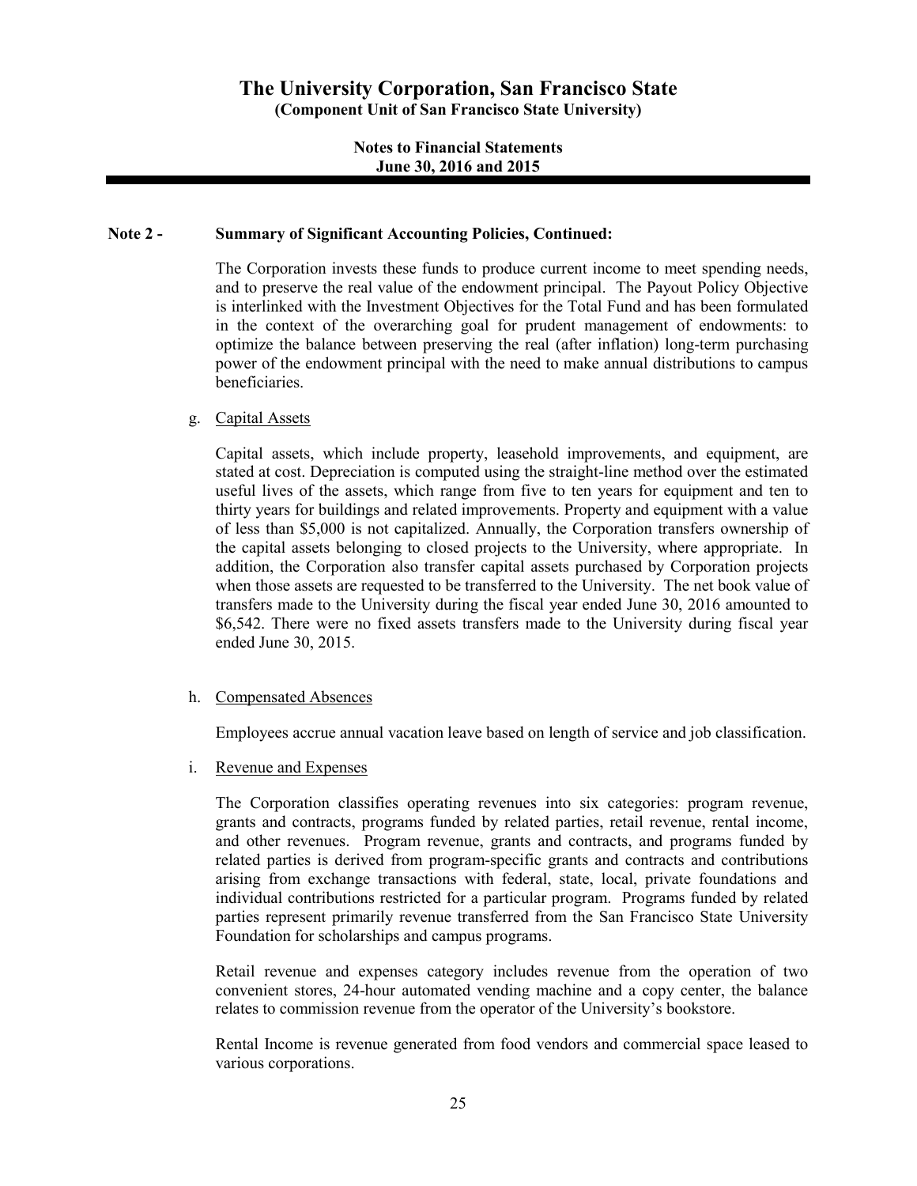**Note 2 - Summary of Significant Accounting Policies, Continued:**

The Corporation invests these funds to produce current income to meet spending needs, and to preserve the real value of the endowment principal. The Payout Policy Objective is interlinked with the Investment Objectives for the Total Fund and has been formulated in the context of the overarching goal for prudent management of endowments: to optimize the balance between preserving the real (after inflation) long-term purchasing power of the endowment principal with the need to make annual distributions to campus beneficiaries.

g. Capital Assets

Capital assets, which include property, leasehold improvements, and equipment, are stated at cost. Depreciation is computed using the straight-line method over the estimated useful lives of the assets, which range from five to ten years for equipment and ten to thirty years for buildings and related improvements. Property and equipment with a value of less than $5,000 is not capitalized. Annually, the Corporation transfers ownership of the capital assets belonging to closed projects to the University, where appropriate. In addition, the Corporation also transfer capital assets purchased by Corporation projects when those assets are requested to be transferred to the University. The net book value of transfers made to the University during the fiscal year ended June 30, 2016 amounted to $6,542. There were no fixed assets transfers made to the University during fiscal year ended June 30, 2015.

h. Compensated Absences

Employees accrue annual vacation leave based on length of service and job classification.

i. Revenue and Expenses

The Corporation classifies operating revenues into six categories: program revenue, grants and contracts, programs funded by related parties, retail revenue, rental income, and other revenues. Program revenue, grants and contracts, and programs funded by related parties is derived from program-specific grants and contracts and contributions arising from exchange transactions with federal, state, local, private foundations and individual contributions restricted for a particular program. Programs funded by related parties represent primarily revenue transferred from the San Francisco State University Foundation for scholarships and campus programs.

Retail revenue and expenses category includes revenue from the operation of two convenient stores, 24-hour automated vending machine and a copy center, the balance relates to commission revenue from the operator of the University's bookstore.

Rental Income is revenue generated from food vendors and commercial space leased to various corporations.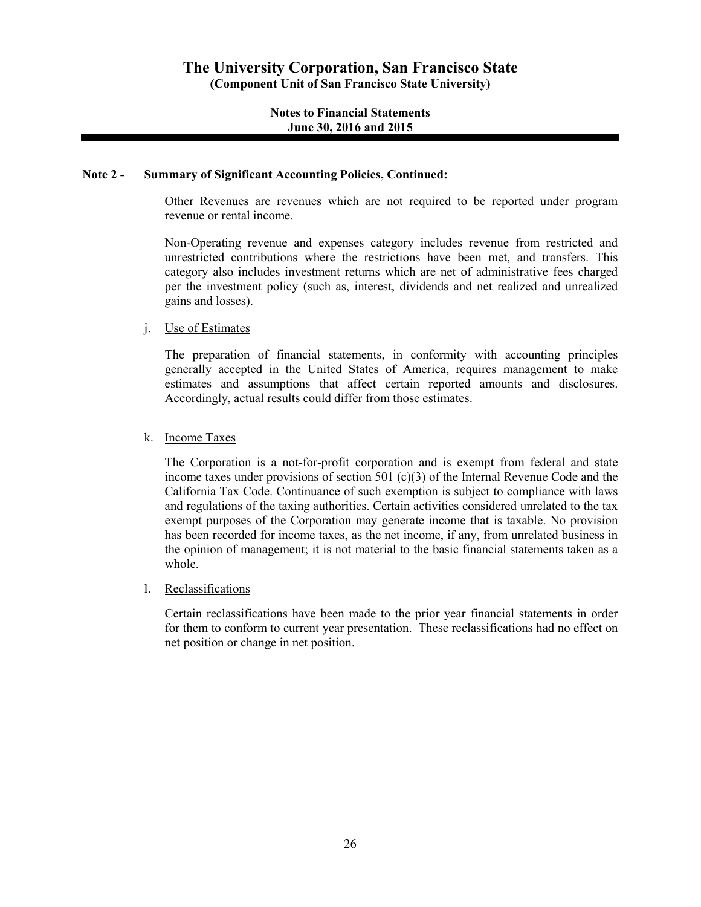## Note 2 - Summary of Significant Accounting Policies, Continued:

Other Revenues are revenues which are not required to be reported under program revenue or rental income.

Non-Operating revenue and expenses category includes revenue from restricted and unrestricted contributions where the restrictions have been met, and transfers. This category also includes investment returns which are net of administrative fees charged per the investment policy (such as, interest, dividends and net realized and unrealized gains and losses).

j. Use of Estimates

The preparation of financial statements, in conformity with accounting principles generally accepted in the United States of America, requires management to make estimates and assumptions that affect certain reported amounts and disclosures. Accordingly, actual results could differ from those estimates.

k. Income Taxes

The Corporation is a not-for-profit corporation and is exempt from federal and state income taxes under provisions of section 501 (c)(3) of the Internal Revenue Code and the California Tax Code. Continuance of such exemption is subject to compliance with laws and regulations of the taxing authorities. Certain activities considered unrelated to the tax exempt purposes of the Corporation may generate income that is taxable. No provision has been recorded for income taxes, as the net income, if any, from unrelated business in the opinion of management; it is not material to the basic financial statements taken as a whole.

l. Reclassifications

Certain reclassifications have been made to the prior year financial statements in order for them to conform to current year presentation. These reclassifications had no effect on net position or change in net position.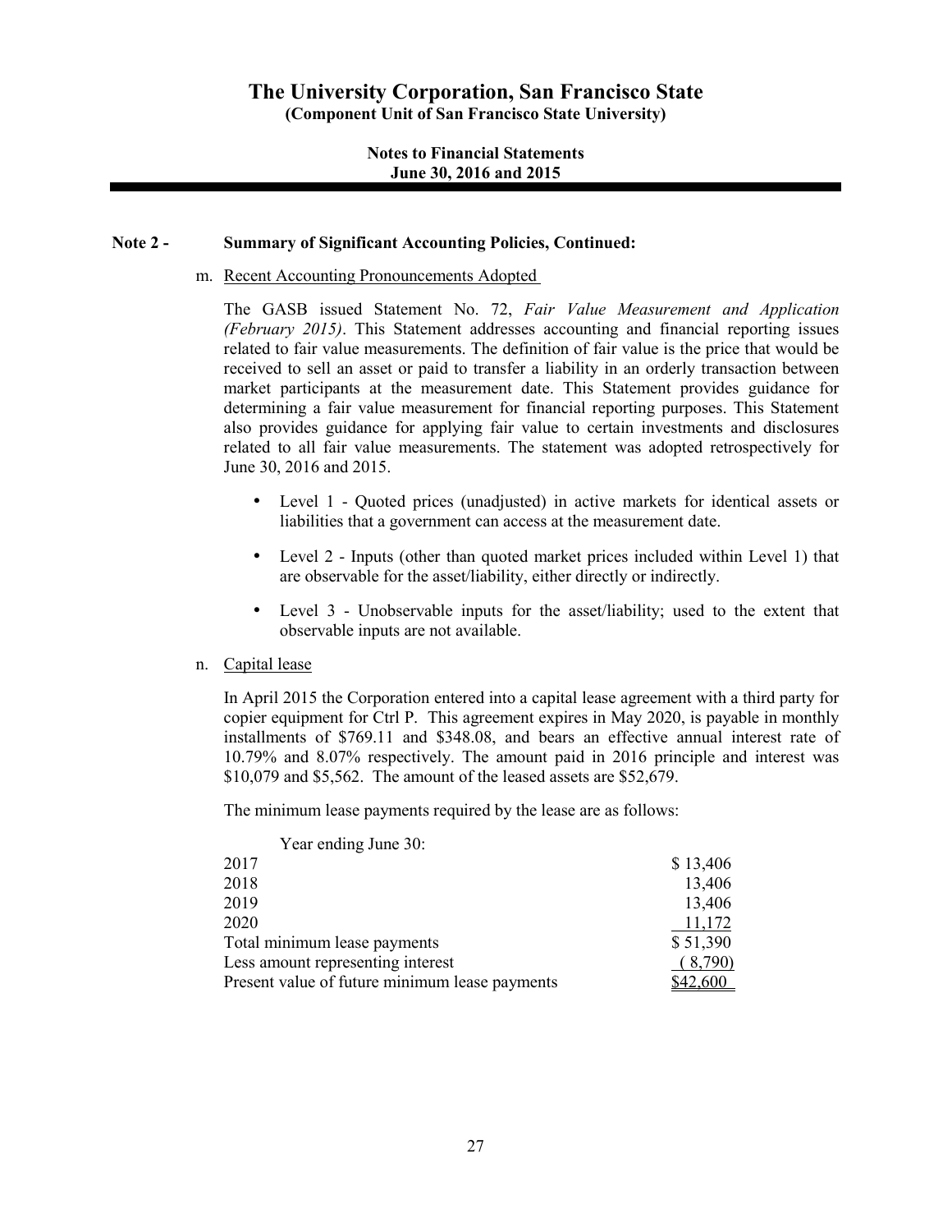# The University Corporation, San Francisco State

**(Component Unit of San Francisco State University)**

**Notes to Financial Statements**
**June 30, 2016 and 2015**

## Note 2 - Summary of Significant Accounting Policies, Continued:

m. Recent Accounting Pronouncements Adopted

The GASB issued Statement No. 72, *Fair Value Measurement and Application (February 2015)*. This Statement addresses accounting and financial reporting issues related to fair value measurements. The definition of fair value is the price that would be received to sell an asset or paid to transfer a liability in an orderly transaction between market participants at the measurement date. This Statement provides guidance for determining a fair value measurement for financial reporting purposes. This Statement also provides guidance for applying fair value to certain investments and disclosures related to all fair value measurements. The statement was adopted retrospectively for June 30, 2016 and 2015.

- Level 1 - Quoted prices (unadjusted) in active markets for identical assets or liabilities that a government can access at the measurement date.
- Level 2 - Inputs (other than quoted market prices included within Level 1) that are observable for the asset/liability, either directly or indirectly.
- Level 3 - Unobservable inputs for the asset/liability; used to the extent that observable inputs are not available.

n. Capital lease

In April 2015 the Corporation entered into a capital lease agreement with a third party for copier equipment for Ctrl P. This agreement expires in May 2020, is payable in monthly installments of \$769.11 and \$348.08, and bears an effective annual interest rate of 10.79% and 8.07% respectively. The amount paid in 2016 principle and interest was \$10,079 and \$5,562. The amount of the leased assets are \$52,679.

The minimum lease payments required by the lease are as follows:

| Year ending June 30: | |
|---|---|
| 2017 | \$ 13,406 |
| 2018 | 13,406 |
| 2019 | 13,406 |
| 2020 | 11,172 |
| Total minimum lease payments | \$ 51,390 |
| Less amount representing interest | ( 8,790) |
| Present value of future minimum lease payments | \$42,600 |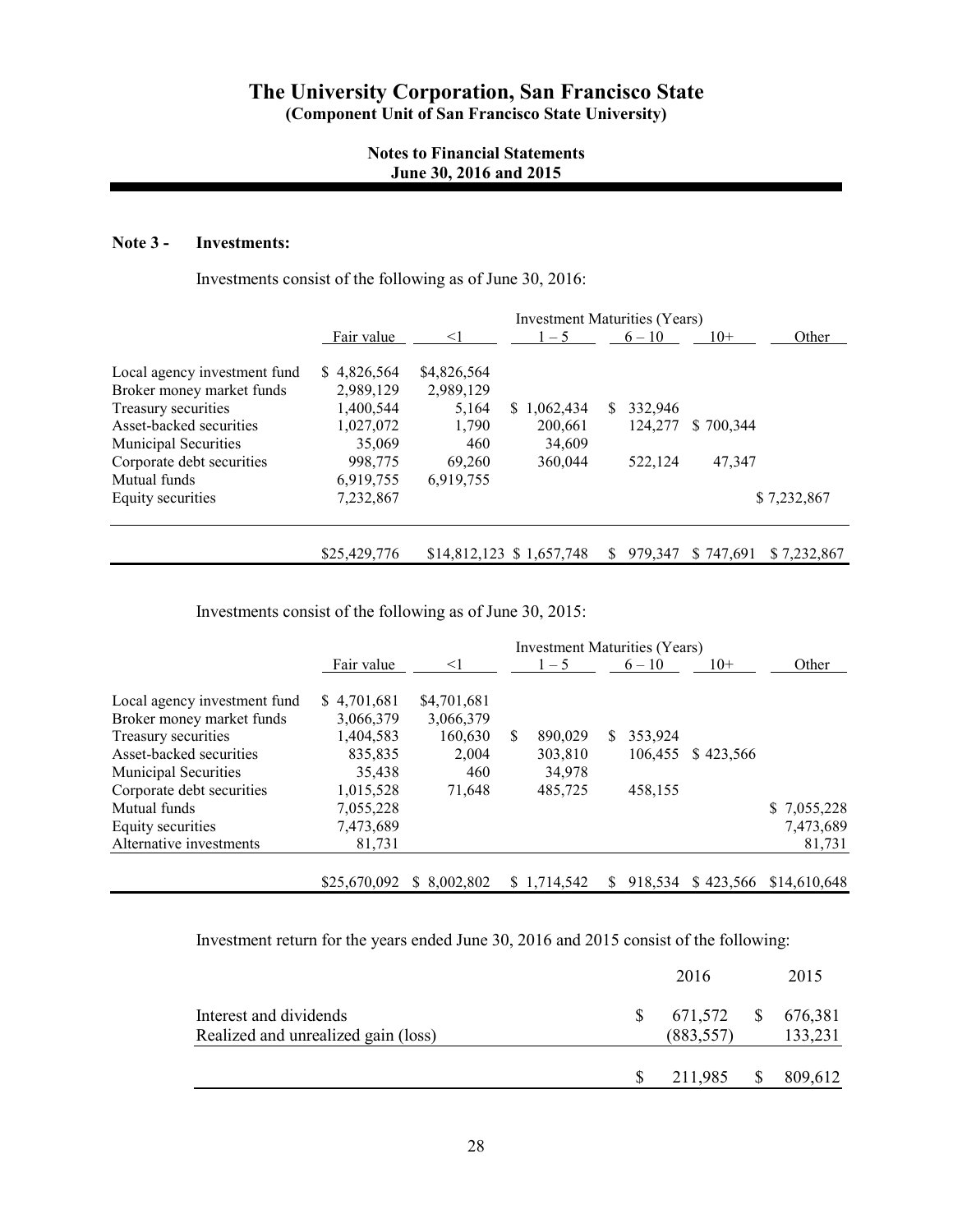# The University Corporation, San Francisco State
**(Component Unit of San Francisco State University)**

**Notes to Financial Statements**
**June 30, 2016 and 2015**

**Note 3 - Investments:**

Investments consist of the following as of June 30, 2016:

| | | Investment Maturities (Years) | | | | |
|---|---|---|---|---|---|---|
| | Fair value | <1 | 1 – 5 | 6 – 10 | 10+ | Other |
| Local agency investment fund | $ 4,826,564 | $4,826,564 | | | | |
| Broker money market funds | 2,989,129 | 2,989,129 | | | | |
| Treasury securities | 1,400,544 | 5,164 | $ 1,062,434 | $ 332,946 | | |
| Asset-backed securities | 1,027,072 | 1,790 | 200,661 | 124,277 | $ 700,344 | |
| Municipal Securities | 35,069 | 460 | 34,609 | | | |
| Corporate debt securities | 998,775 | 69,260 | 360,044 | 522,124 | 47,347 | |
| Mutual funds | 6,919,755 | 6,919,755 | | | | |
| Equity securities | 7,232,867 | | | | | $ 7,232,867 |
| | $25,429,776 | $14,812,123 | $ 1,657,748 | $ 979,347 | $ 747,691 | $ 7,232,867 |

Investments consist of the following as of June 30, 2015:

| | | Investment Maturities (Years) | | | | |
|---|---|---|---|---|---|---|
| | Fair value | <1 | 1 – 5 | 6 – 10 | 10+ | Other |
| Local agency investment fund | $ 4,701,681 | $4,701,681 | | | | |
| Broker money market funds | 3,066,379 | 3,066,379 | | | | |
| Treasury securities | 1,404,583 | 160,630 | $ 890,029 | $ 353,924 | | |
| Asset-backed securities | 835,835 | 2,004 | 303,810 | 106,455 | $ 423,566 | |
| Municipal Securities | 35,438 | 460 | 34,978 | | | |
| Corporate debt securities | 1,015,528 | 71,648 | 485,725 | 458,155 | | |
| Mutual funds | 7,055,228 | | | | | $ 7,055,228 |
| Equity securities | 7,473,689 | | | | | 7,473,689 |
| Alternative investments | 81,731 | | | | | 81,731 |
| | $25,670,092 | $ 8,002,802 | $ 1,714,542 | $ 918,534 | $ 423,566 | $14,610,648 |

Investment return for the years ended June 30, 2016 and 2015 consist of the following:

| | 2016 | 2015 |
|---|---|---|
| Interest and dividends | $ 671,572 | $ 676,381 |
| Realized and unrealized gain (loss) | (883,557) | 133,231 |
| | $ 211,985 | $ 809,612 |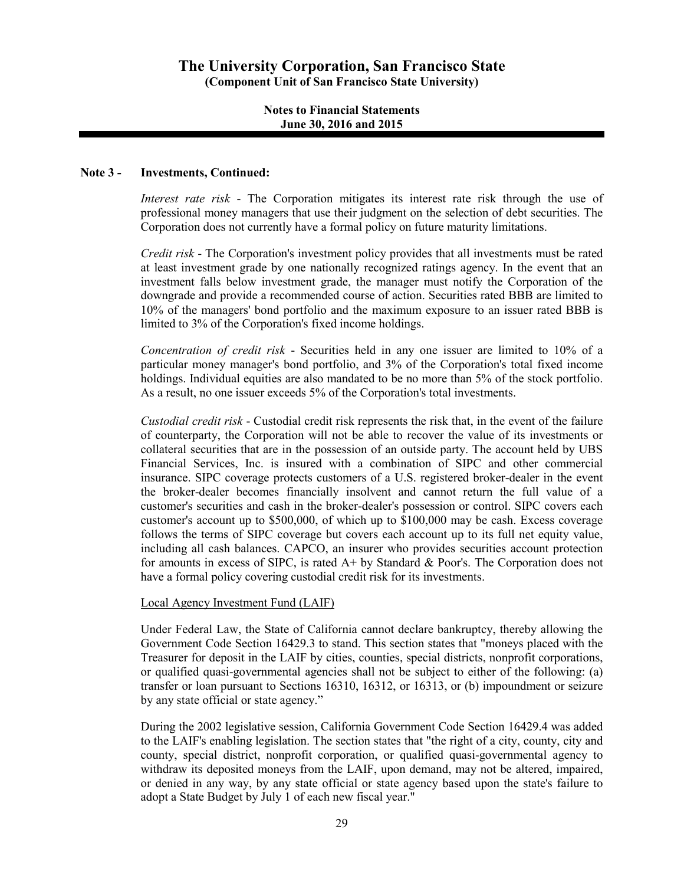## Note 3 - Investments, Continued:

*Interest rate risk* - The Corporation mitigates its interest rate risk through the use of professional money managers that use their judgment on the selection of debt securities. The Corporation does not currently have a formal policy on future maturity limitations.

*Credit risk* - The Corporation's investment policy provides that all investments must be rated at least investment grade by one nationally recognized ratings agency. In the event that an investment falls below investment grade, the manager must notify the Corporation of the downgrade and provide a recommended course of action. Securities rated BBB are limited to 10% of the managers' bond portfolio and the maximum exposure to an issuer rated BBB is limited to 3% of the Corporation's fixed income holdings.

*Concentration of credit risk* - Securities held in any one issuer are limited to 10% of a particular money manager's bond portfolio, and 3% of the Corporation's total fixed income holdings. Individual equities are also mandated to be no more than 5% of the stock portfolio. As a result, no one issuer exceeds 5% of the Corporation's total investments.

*Custodial credit risk* - Custodial credit risk represents the risk that, in the event of the failure of counterparty, the Corporation will not be able to recover the value of its investments or collateral securities that are in the possession of an outside party. The account held by UBS Financial Services, Inc. is insured with a combination of SIPC and other commercial insurance. SIPC coverage protects customers of a U.S. registered broker-dealer in the event the broker-dealer becomes financially insolvent and cannot return the full value of a customer's securities and cash in the broker-dealer's possession or control. SIPC covers each customer's account up to $500,000, of which up to $100,000 may be cash. Excess coverage follows the terms of SIPC coverage but covers each account up to its full net equity value, including all cash balances. CAPCO, an insurer who provides securities account protection for amounts in excess of SIPC, is rated A+ by Standard & Poor's. The Corporation does not have a formal policy covering custodial credit risk for its investments.

### Local Agency Investment Fund (LAIF)

Under Federal Law, the State of California cannot declare bankruptcy, thereby allowing the Government Code Section 16429.3 to stand. This section states that "moneys placed with the Treasurer for deposit in the LAIF by cities, counties, special districts, nonprofit corporations, or qualified quasi-governmental agencies shall not be subject to either of the following: (a) transfer or loan pursuant to Sections 16310, 16312, or 16313, or (b) impoundment or seizure by any state official or state agency."

During the 2002 legislative session, California Government Code Section 16429.4 was added to the LAIF's enabling legislation. The section states that "the right of a city, county, city and county, special district, nonprofit corporation, or qualified quasi-governmental agency to withdraw its deposited moneys from the LAIF, upon demand, may not be altered, impaired, or denied in any way, by any state official or state agency based upon the state's failure to adopt a State Budget by July 1 of each new fiscal year."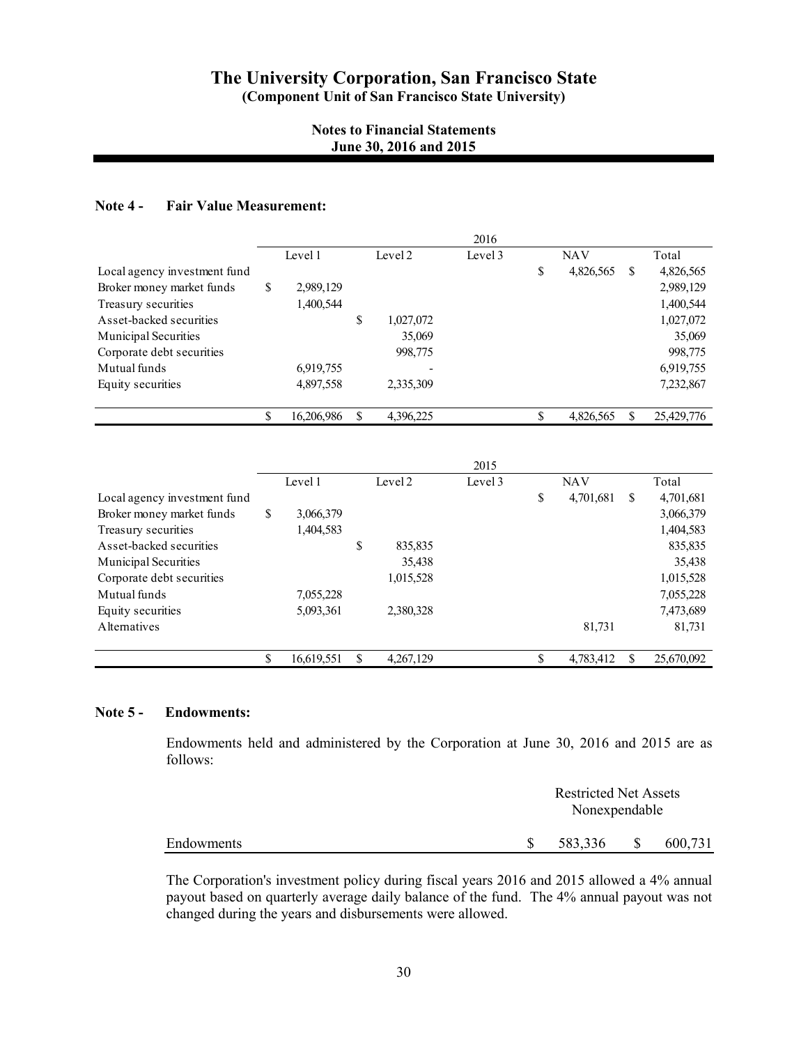# The University Corporation, San Francisco State
**(Component Unit of San Francisco State University)**

**Notes to Financial Statements**
**June 30, 2016 and 2015**

## Note 4 - Fair Value Measurement:

| | 2016 | | | | |
|---|---|---|---|---|---|
| | Level 1 | Level 2 | Level 3 | NAV | Total |
| Local agency investment fund | | | | $ 4,826,565 | $ 4,826,565 |
| Broker money market funds | $ 2,989,129 | | | | 2,989,129 |
| Treasury securities | 1,400,544 | | | | 1,400,544 |
| Asset-backed securities | | $ 1,027,072 | | | 1,027,072 |
| Municipal Securities | | 35,069 | | | 35,069 |
| Corporate debt securities | | 998,775 | | | 998,775 |
| Mutual funds | 6,919,755 | - | | | 6,919,755 |
| Equity securities | 4,897,558 | 2,335,309 | | | 7,232,867 |
| | $ 16,206,986 | $ 4,396,225 | | $ 4,826,565 | $ 25,429,776 |

| | 2015 | | | | |
|---|---|---|---|---|---|
| | Level 1 | Level 2 | Level 3 | NAV | Total |
| Local agency investment fund | | | | $ 4,701,681 | $ 4,701,681 |
| Broker money market funds | $ 3,066,379 | | | | 3,066,379 |
| Treasury securities | 1,404,583 | | | | 1,404,583 |
| Asset-backed securities | | $ 835,835 | | | 835,835 |
| Municipal Securities | | 35,438 | | | 35,438 |
| Corporate debt securities | | 1,015,528 | | | 1,015,528 |
| Mutual funds | 7,055,228 | | | | 7,055,228 |
| Equity securities | 5,093,361 | 2,380,328 | | | 7,473,689 |
| Alternatives | | | | 81,731 | 81,731 |
| | $ 16,619,551 | $ 4,267,129 | | $ 4,783,412 | $ 25,670,092 |

## Note 5 - Endowments:

Endowments held and administered by the Corporation at June 30, 2016 and 2015 are as follows:

| | Restricted Net Assets Nonexpendable | |
|---|---|---|
| Endowments | $ 583,336 | $ 600,731 |

The Corporation's investment policy during fiscal years 2016 and 2015 allowed a 4% annual payout based on quarterly average daily balance of the fund. The 4% annual payout was not changed during the years and disbursements were allowed.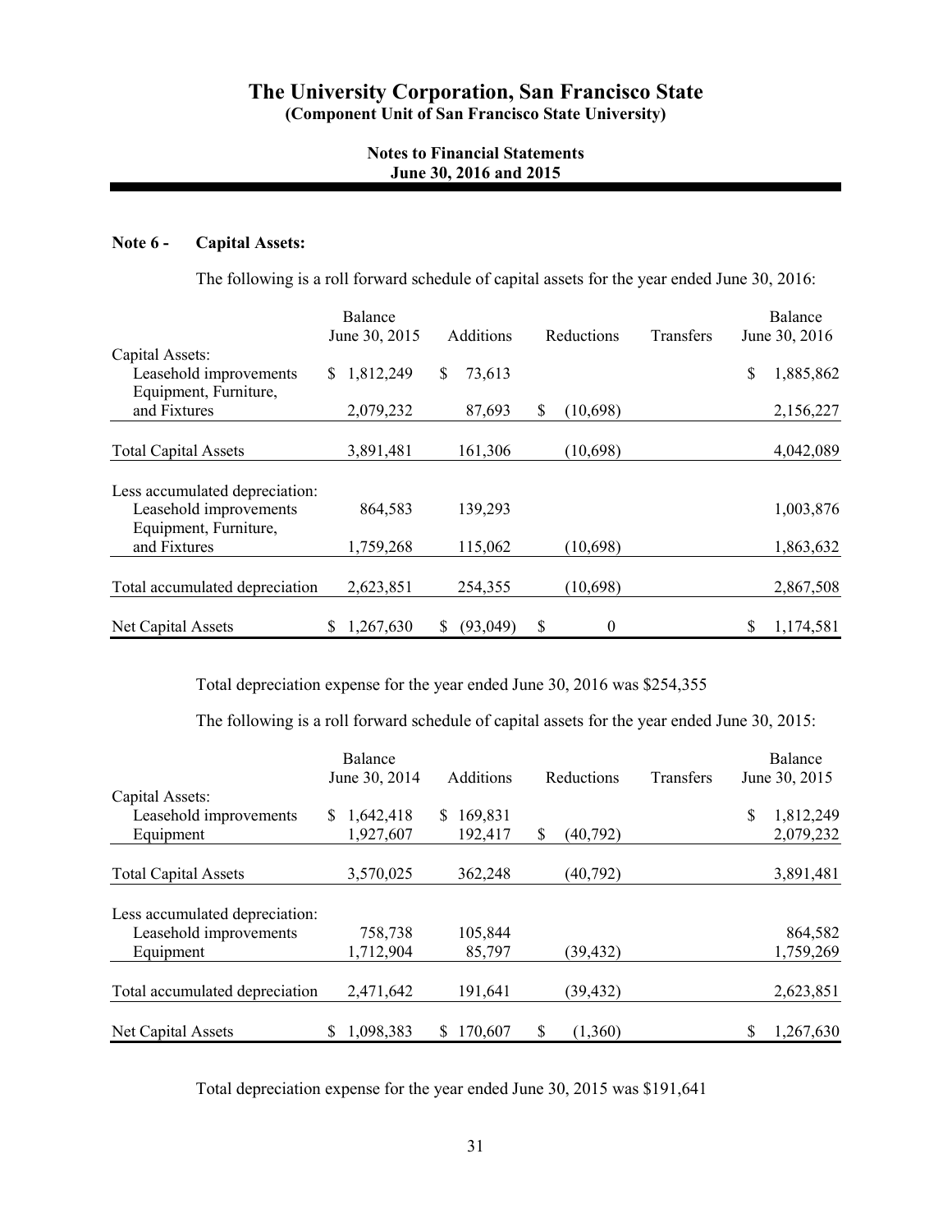# The University Corporation, San Francisco State

**(Component Unit of San Francisco State University)**

**Notes to Financial Statements**
**June 30, 2016 and 2015**

## Note 6 - Capital Assets:

The following is a roll forward schedule of capital assets for the year ended June 30, 2016:

| | Balance June 30, 2015 | Additions | Reductions | Transfers | Balance June 30, 2016 |
|---|---|---|---|---|---|
| Capital Assets: | | | | | |
| Leasehold improvements | $ 1,812,249 | $ 73,613 | | | $ 1,885,862 |
| Equipment, Furniture, and Fixtures | 2,079,232 | 87,693 | $ (10,698) | | 2,156,227 |
| Total Capital Assets | 3,891,481 | 161,306 | (10,698) | | 4,042,089 |
| Less accumulated depreciation: | | | | | |
| Leasehold improvements | 864,583 | 139,293 | | | 1,003,876 |
| Equipment, Furniture, and Fixtures | 1,759,268 | 115,062 | (10,698) | | 1,863,632 |
| Total accumulated depreciation | 2,623,851 | 254,355 | (10,698) | | 2,867,508 |
| Net Capital Assets | $ 1,267,630 | $ (93,049) | $ 0 | | $ 1,174,581 |

Total depreciation expense for the year ended June 30, 2016 was $254,355

The following is a roll forward schedule of capital assets for the year ended June 30, 2015:

| | Balance June 30, 2014 | Additions | Reductions | Transfers | Balance June 30, 2015 |
|---|---|---|---|---|---|
| Capital Assets: | | | | | |
| Leasehold improvements | $ 1,642,418 | $ 169,831 | | | $ 1,812,249 |
| Equipment | 1,927,607 | 192,417 | $ (40,792) | | 2,079,232 |
| Total Capital Assets | 3,570,025 | 362,248 | (40,792) | | 3,891,481 |
| Less accumulated depreciation: | | | | | |
| Leasehold improvements | 758,738 | 105,844 | | | 864,582 |
| Equipment | 1,712,904 | 85,797 | (39,432) | | 1,759,269 |
| Total accumulated depreciation | 2,471,642 | 191,641 | (39,432) | | 2,623,851 |
| Net Capital Assets | $ 1,098,383 | $ 170,607 | $ (1,360) | | $ 1,267,630 |

Total depreciation expense for the year ended June 30, 2015 was $191,641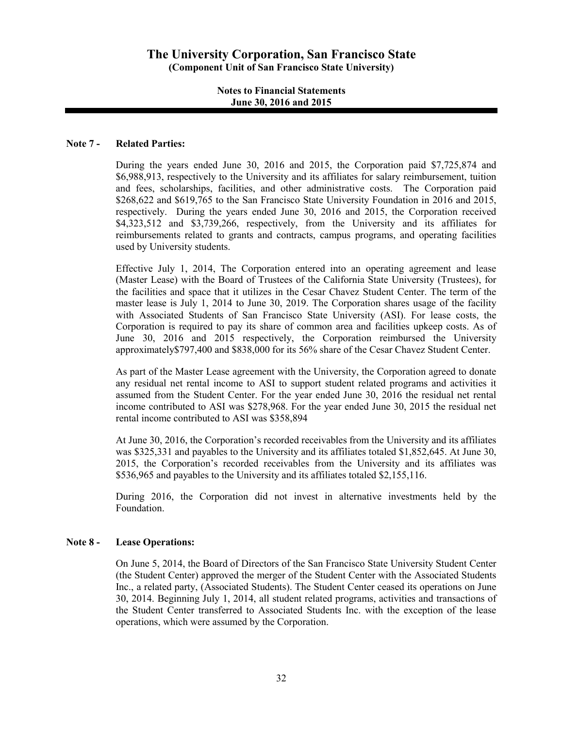## Note 7 - Related Parties:

During the years ended June 30, 2016 and 2015, the Corporation paid $7,725,874 and $6,988,913, respectively to the University and its affiliates for salary reimbursement, tuition and fees, scholarships, facilities, and other administrative costs. The Corporation paid $268,622 and $619,765 to the San Francisco State University Foundation in 2016 and 2015, respectively. During the years ended June 30, 2016 and 2015, the Corporation received $4,323,512 and $3,739,266, respectively, from the University and its affiliates for reimbursements related to grants and contracts, campus programs, and operating facilities used by University students.

Effective July 1, 2014, The Corporation entered into an operating agreement and lease (Master Lease) with the Board of Trustees of the California State University (Trustees), for the facilities and space that it utilizes in the Cesar Chavez Student Center. The term of the master lease is July 1, 2014 to June 30, 2019. The Corporation shares usage of the facility with Associated Students of San Francisco State University (ASI). For lease costs, the Corporation is required to pay its share of common area and facilities upkeep costs. As of June 30, 2016 and 2015 respectively, the Corporation reimbursed the University approximately$797,400 and $838,000 for its 56% share of the Cesar Chavez Student Center.

As part of the Master Lease agreement with the University, the Corporation agreed to donate any residual net rental income to ASI to support student related programs and activities it assumed from the Student Center. For the year ended June 30, 2016 the residual net rental income contributed to ASI was $278,968. For the year ended June 30, 2015 the residual net rental income contributed to ASI was $358,894

At June 30, 2016, the Corporation's recorded receivables from the University and its affiliates was $325,331 and payables to the University and its affiliates totaled $1,852,645. At June 30, 2015, the Corporation's recorded receivables from the University and its affiliates was $536,965 and payables to the University and its affiliates totaled $2,155,116.

During 2016, the Corporation did not invest in alternative investments held by the Foundation.

## Note 8 - Lease Operations:

On June 5, 2014, the Board of Directors of the San Francisco State University Student Center (the Student Center) approved the merger of the Student Center with the Associated Students Inc., a related party, (Associated Students). The Student Center ceased its operations on June 30, 2014. Beginning July 1, 2014, all student related programs, activities and transactions of the Student Center transferred to Associated Students Inc. with the exception of the lease operations, which were assumed by the Corporation.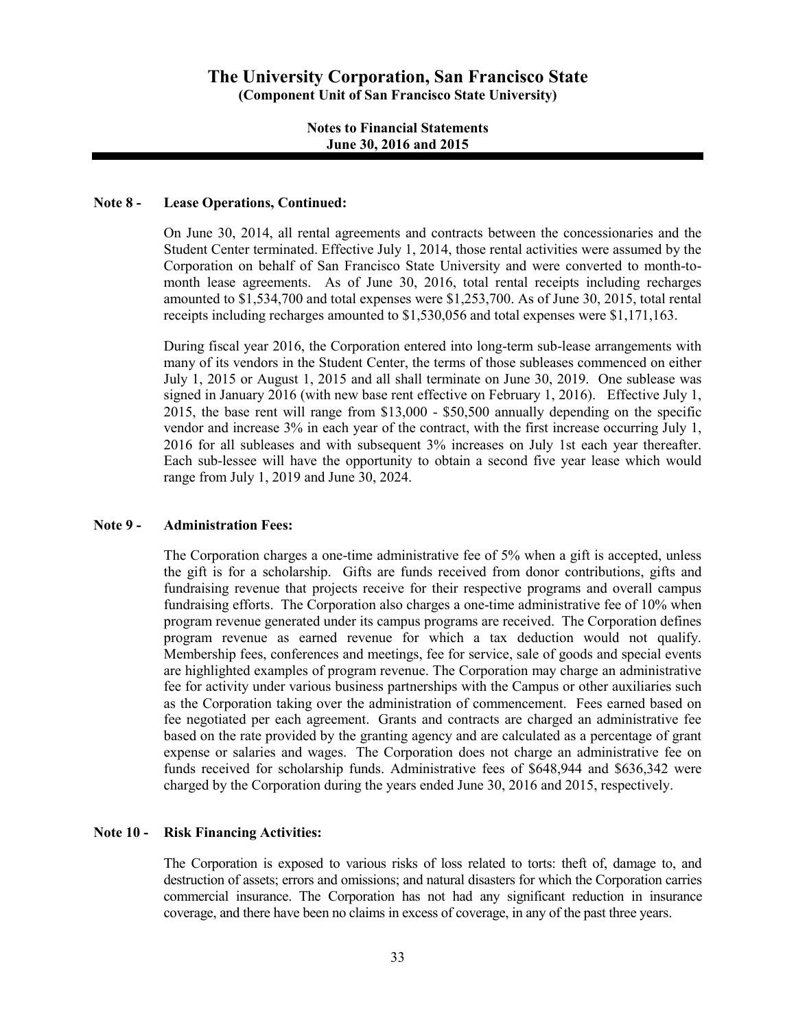### Note 8 - Lease Operations, Continued:

On June 30, 2014, all rental agreements and contracts between the concessionaries and the Student Center terminated. Effective July 1, 2014, those rental activities were assumed by the Corporation on behalf of San Francisco State University and were converted to month-to-month lease agreements. As of June 30, 2016, total rental receipts including recharges amounted to $1,534,700 and total expenses were $1,253,700. As of June 30, 2015, total rental receipts including recharges amounted to $1,530,056 and total expenses were $1,171,163.

During fiscal year 2016, the Corporation entered into long-term sub-lease arrangements with many of its vendors in the Student Center, the terms of those subleases commenced on either July 1, 2015 or August 1, 2015 and all shall terminate on June 30, 2019. One sublease was signed in January 2016 (with new base rent effective on February 1, 2016). Effective July 1, 2015, the base rent will range from $13,000 - $50,500 annually depending on the specific vendor and increase 3% in each year of the contract, with the first increase occurring July 1, 2016 for all subleases and with subsequent 3% increases on July 1st each year thereafter. Each sub-lessee will have the opportunity to obtain a second five year lease which would range from July 1, 2019 and June 30, 2024.

### Note 9 - Administration Fees:

The Corporation charges a one-time administrative fee of 5% when a gift is accepted, unless the gift is for a scholarship. Gifts are funds received from donor contributions, gifts and fundraising revenue that projects receive for their respective programs and overall campus fundraising efforts. The Corporation also charges a one-time administrative fee of 10% when program revenue generated under its campus programs are received. The Corporation defines program revenue as earned revenue for which a tax deduction would not qualify. Membership fees, conferences and meetings, fee for service, sale of goods and special events are highlighted examples of program revenue. The Corporation may charge an administrative fee for activity under various business partnerships with the Campus or other auxiliaries such as the Corporation taking over the administration of commencement. Fees earned based on fee negotiated per each agreement. Grants and contracts are charged an administrative fee based on the rate provided by the granting agency and are calculated as a percentage of grant expense or salaries and wages. The Corporation does not charge an administrative fee on funds received for scholarship funds. Administrative fees of $648,944 and $636,342 were charged by the Corporation during the years ended June 30, 2016 and 2015, respectively.

### Note 10 - Risk Financing Activities:

The Corporation is exposed to various risks of loss related to torts: theft of, damage to, and destruction of assets; errors and omissions; and natural disasters for which the Corporation carries commercial insurance. The Corporation has not had any significant reduction in insurance coverage, and there have been no claims in excess of coverage, in any of the past three years.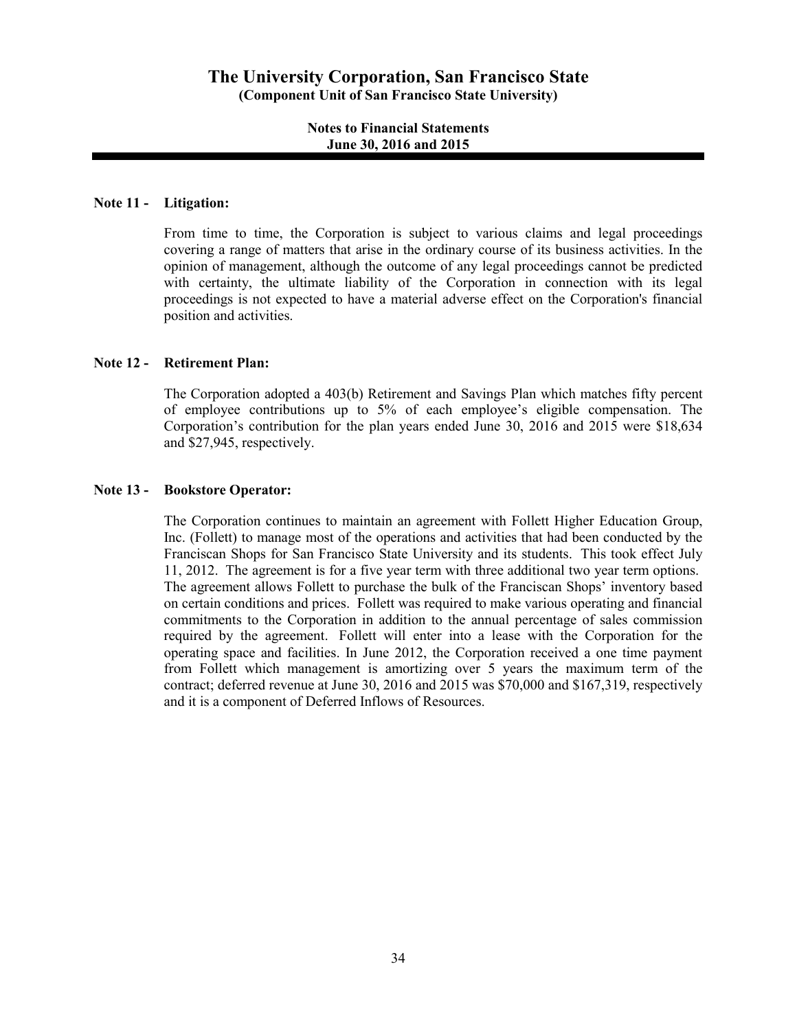## Note 11 - Litigation:

From time to time, the Corporation is subject to various claims and legal proceedings covering a range of matters that arise in the ordinary course of its business activities. In the opinion of management, although the outcome of any legal proceedings cannot be predicted with certainty, the ultimate liability of the Corporation in connection with its legal proceedings is not expected to have a material adverse effect on the Corporation's financial position and activities.

## Note 12 - Retirement Plan:

The Corporation adopted a 403(b) Retirement and Savings Plan which matches fifty percent of employee contributions up to 5% of each employee's eligible compensation. The Corporation's contribution for the plan years ended June 30, 2016 and 2015 were $18,634 and $27,945, respectively.

## Note 13 - Bookstore Operator:

The Corporation continues to maintain an agreement with Follett Higher Education Group, Inc. (Follett) to manage most of the operations and activities that had been conducted by the Franciscan Shops for San Francisco State University and its students. This took effect July 11, 2012. The agreement is for a five year term with three additional two year term options. The agreement allows Follett to purchase the bulk of the Franciscan Shops' inventory based on certain conditions and prices. Follett was required to make various operating and financial commitments to the Corporation in addition to the annual percentage of sales commission required by the agreement. Follett will enter into a lease with the Corporation for the operating space and facilities. In June 2012, the Corporation received a one time payment from Follett which management is amortizing over 5 years the maximum term of the contract; deferred revenue at June 30, 2016 and 2015 was $70,000 and $167,319, respectively and it is a component of Deferred Inflows of Resources.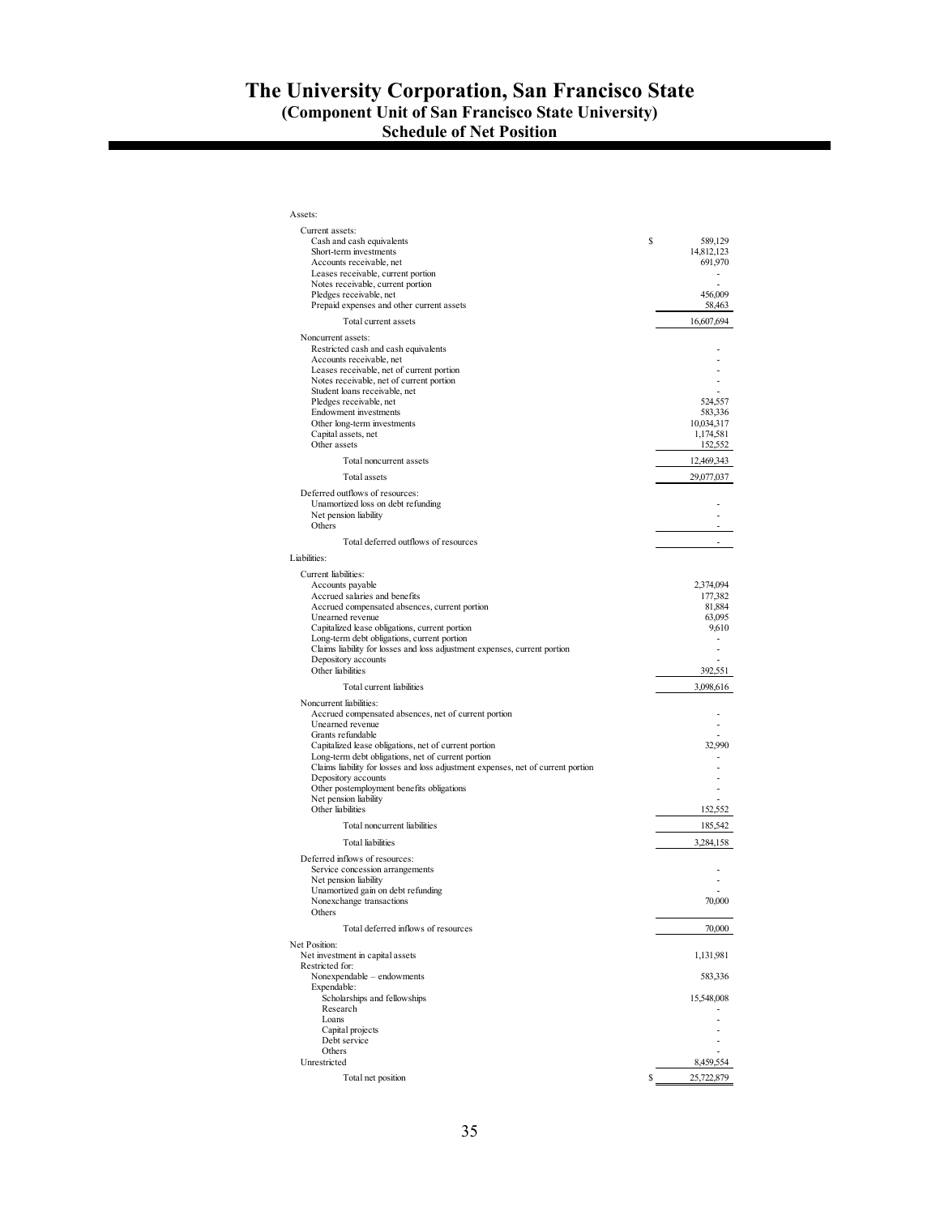# The University Corporation, San Francisco State
## (Component Unit of San Francisco State University)
## Schedule of Net Position

| | |
|---|---|
| Assets: | |
| Current assets: | |
| Cash and cash equivalents | $ 589,129 |
| Short-term investments | 14,812,123 |
| Accounts receivable, net | 691,970 |
| Leases receivable, current portion | - |
| Notes receivable, current portion | - |
| Pledges receivable, net | 456,009 |
| Prepaid expenses and other current assets | 58,463 |
| Total current assets | 16,607,694 |
| Noncurrent assets: | |
| Restricted cash and cash equivalents | - |
| Accounts receivable, net | - |
| Leases receivable, net of current portion | - |
| Notes receivable, net of current portion | - |
| Student loans receivable, net | - |
| Pledges receivable, net | 524,557 |
| Endowment investments | 583,336 |
| Other long-term investments | 10,034,317 |
| Capital assets, net | 1,174,581 |
| Other assets | 152,552 |
| Total noncurrent assets | 12,469,343 |
| Total assets | 29,077,037 |
| Deferred outflows of resources: | |
| Unamortized loss on debt refunding | - |
| Net pension liability | - |
| Others | - |
| Total deferred outflows of resources | - |
| Liabilities: | |
| Current liabilities: | |
| Accounts payable | 2,374,094 |
| Accrued salaries and benefits | 177,382 |
| Accrued compensated absences, current portion | 81,884 |
| Unearned revenue | 63,095 |
| Capitalized lease obligations, current portion | 9,610 |
| Long-term debt obligations, current portion | - |
| Claims liability for losses and loss adjustment expenses, current portion | - |
| Depository accounts | - |
| Other liabilities | 392,551 |
| Total current liabilities | 3,098,616 |
| Noncurrent liabilities: | |
| Accrued compensated absences, net of current portion | - |
| Unearned revenue | - |
| Grants refundable | - |
| Capitalized lease obligations, net of current portion | 32,990 |
| Long-term debt obligations, net of current portion | - |
| Claims liability for losses and loss adjustment expenses, net of current portion | - |
| Depository accounts | - |
| Other postemployment benefits obligations | - |
| Net pension liability | - |
| Other liabilities | 152,552 |
| Total noncurrent liabilities | 185,542 |
| Total liabilities | 3,284,158 |
| Deferred inflows of resources: | |
| Service concession arrangements | - |
| Net pension liability | - |
| Unamortized gain on debt refunding | - |
| Nonexchange transactions | 70,000 |
| Others | |
| Total deferred inflows of resources | 70,000 |
| Net Position: | |
| Net investment in capital assets | 1,131,981 |
| Restricted for: | |
| Nonexpendable – endowments | 583,336 |
| Expendable: | |
| Scholarships and fellowships | 15,548,008 |
| Research | - |
| Loans | - |
| Capital projects | - |
| Debt service | - |
| Others | - |
| Unrestricted | 8,459,554 |
| Total net position | $ 25,722,879 |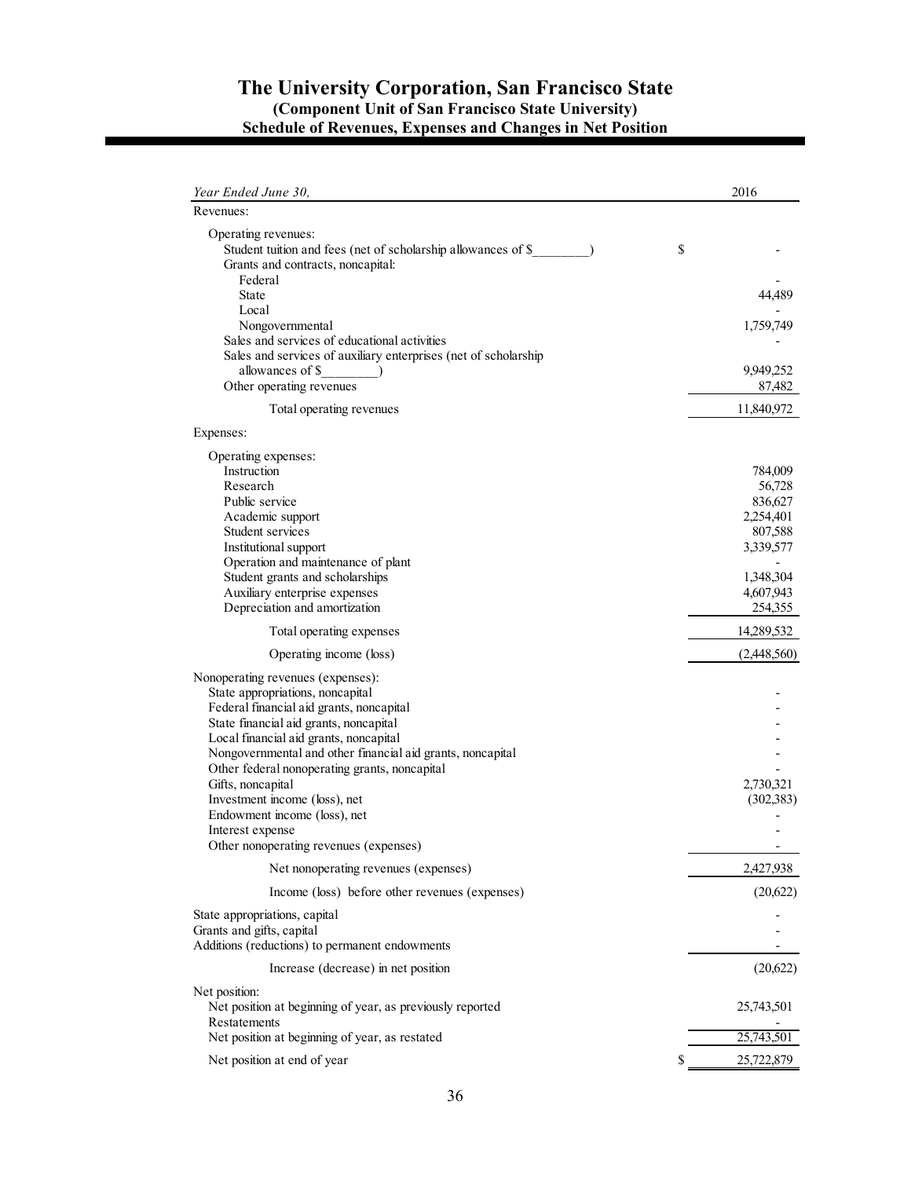# The University Corporation, San Francisco State

## (Component Unit of San Francisco State University)

## Schedule of Revenues, Expenses and Changes in Net Position

| *Year Ended June 30,* | 2016 |
|---|---|
| Revenues: | |
| Operating revenues: | |
| Student tuition and fees (net of scholarship allowances of $________) | $ - |
| Grants and contracts, noncapital: | |
| Federal | - |
| State | 44,489 |
| Local | - |
| Nongovernmental | 1,759,749 |
| Sales and services of educational activities | - |
| Sales and services of auxiliary enterprises (net of scholarship allowances of $________) | 9,949,252 |
| Other operating revenues | 87,482 |
| Total operating revenues | 11,840,972 |
| Expenses: | |
| Operating expenses: | |
| Instruction | 784,009 |
| Research | 56,728 |
| Public service | 836,627 |
| Academic support | 2,254,401 |
| Student services | 807,588 |
| Institutional support | 3,339,577 |
| Operation and maintenance of plant | - |
| Student grants and scholarships | 1,348,304 |
| Auxiliary enterprise expenses | 4,607,943 |
| Depreciation and amortization | 254,355 |
| Total operating expenses | 14,289,532 |
| Operating income (loss) | (2,448,560) |
| Nonoperating revenues (expenses): | |
| State appropriations, noncapital | - |
| Federal financial aid grants, noncapital | - |
| State financial aid grants, noncapital | - |
| Local financial aid grants, noncapital | - |
| Nongovernmental and other financial aid grants, noncapital | - |
| Other federal nonoperating grants, noncapital | - |
| Gifts, noncapital | 2,730,321 |
| Investment income (loss), net | (302,383) |
| Endowment income (loss), net | - |
| Interest expense | - |
| Other nonoperating revenues (expenses) | - |
| Net nonoperating revenues (expenses) | 2,427,938 |
| Income (loss) before other revenues (expenses) | (20,622) |
| State appropriations, capital | - |
| Grants and gifts, capital | - |
| Additions (reductions) to permanent endowments | - |
| Increase (decrease) in net position | (20,622) |
| Net position: | |
| Net position at beginning of year, as previously reported | 25,743,501 |
| Restatements | - |
| Net position at beginning of year, as restated | 25,743,501 |
| Net position at end of year | $ 25,722,879 |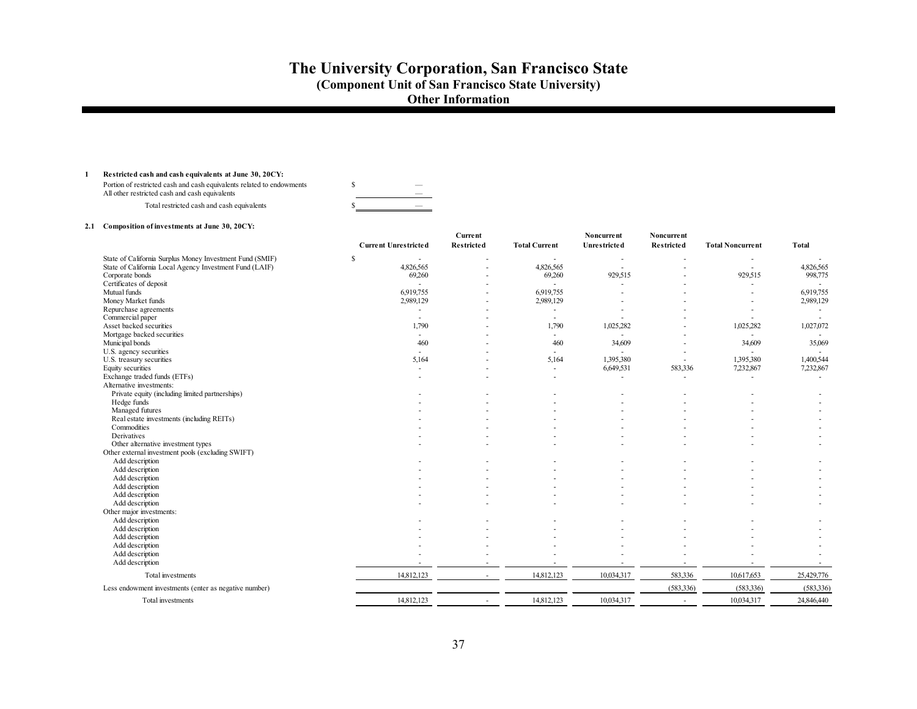# The University Corporation, San Francisco State

**(Component Unit of San Francisco State University)**

**Other Information**

**1 Restricted cash and cash equivalents at June 30, 20CY:**

| | |
|---|---|
| Portion of restricted cash and cash equivalents related to endowments | $ — |
| All other restricted cash and cash equivalents | — |
| Total restricted cash and cash equivalents | $ — |

**2.1 Composition of investments at June 30, 20CY:**

| | Current Unrestricted | Current Restricted | Total Current | Noncurrent Unrestricted | Noncurrent Restricted | Total Noncurrent | Total |
|---|---|---|---|---|---|---|---|
| State of California Surplus Money Investment Fund (SMIF) | $ - | - | - | - | - | - | - |
| State of California Local Agency Investment Fund (LAIF) | 4,826,565 | - | 4,826,565 | - | - | - | 4,826,565 |
| Corporate bonds | 69,260 | - | 69,260 | 929,515 | - | 929,515 | 998,775 |
| Certificates of deposit | - | - | - | - | - | - | - |
| Mutual funds | 6,919,755 | - | 6,919,755 | - | - | - | 6,919,755 |
| Money Market funds | 2,989,129 | - | 2,989,129 | - | - | - | 2,989,129 |
| Repurchase agreements | - | - | - | - | - | - | - |
| Commercial paper | - | - | - | - | - | - | - |
| Asset backed securities | 1,790 | - | 1,790 | 1,025,282 | - | 1,025,282 | 1,027,072 |
| Mortgage backed securities | - | - | - | - | - | - | - |
| Municipal bonds | 460 | - | 460 | 34,609 | - | 34,609 | 35,069 |
| U.S. agency securities | - | - | - | - | - | - | - |
| U.S. treasury securities | 5,164 | - | 5,164 | 1,395,380 | - | 1,395,380 | 1,400,544 |
| Equity securities | - | - | - | 6,649,531 | 583,336 | 7,232,867 | 7,232,867 |
| Exchange traded funds (ETFs) | - | - | - | - | - | - | - |
| Alternative investments: | | | | | | | |
| Private equity (including limited partnerships) | - | - | - | - | - | - | - |
| Hedge funds | - | - | - | - | - | - | - |
| Managed futures | - | - | - | - | - | - | - |
| Real estate investments (including REITs) | - | - | - | - | - | - | - |
| Commodities | - | - | - | - | - | - | - |
| Derivatives | - | - | - | - | - | - | - |
| Other alternative investment types | - | - | - | - | - | - | - |
| Other external investment pools (excluding SWIFT) | | | | | | | |
| Add description | - | - | - | - | - | - | - |
| Add description | - | - | - | - | - | - | - |
| Add description | - | - | - | - | - | - | - |
| Add description | - | - | - | - | - | - | - |
| Add description | - | - | - | - | - | - | - |
| Add description | - | - | - | - | - | - | - |
| Other major investments: | | | | | | | |
| Add description | - | - | - | - | - | - | - |
| Add description | - | - | - | - | - | - | - |
| Add description | - | - | - | - | - | - | - |
| Add description | - | - | - | - | - | - | - |
| Add description | - | - | - | - | - | - | - |
| Add description | - | - | - | - | - | - | - |
| Total investments | 14,812,123 | - | 14,812,123 | 10,034,317 | 583,336 | 10,617,653 | 25,429,776 |
| Less endowment investments (enter as negative number) | | | | | (583,336) | (583,336) | (583,336) |
| Total investments | 14,812,123 | - | 14,812,123 | 10,034,317 | - | 10,034,317 | 24,846,440 |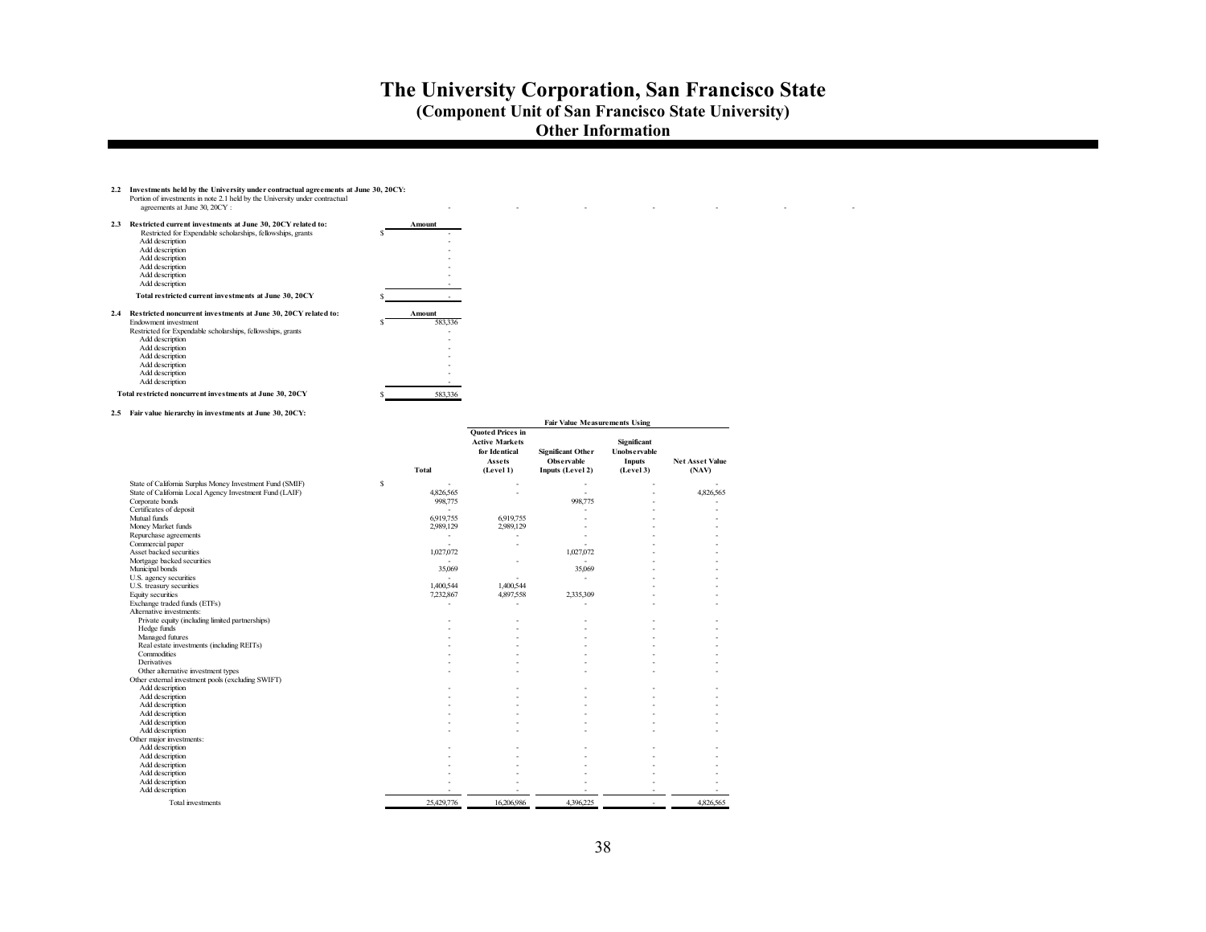# The University Corporation, San Francisco State

**(Component Unit of San Francisco State University)**

**Other Information**

**2.2 Investments held by the University under contractual agreements at June 30, 20CY:**

Portion of investments in note 2.1 held by the University under contractual agreements at June 30, 20CY : - - - - - - -

**2.3 Restricted current investments at June 30, 20CY related to:**

| | Amount |
|---|---|
| Restricted for Expendable scholarships, fellowships, grants | $ - |
| Add description | - |
| Add description | - |
| Add description | - |
| Add description | - |
| Add description | - |
| Add description | - |
| **Total restricted current investments at June 30, 20CY** | $ - |

**2.4 Restricted noncurrent investments at June 30, 20CY related to:**

| | Amount |
|---|---|
| Endowment investment | $ 583,336 |
| Restricted for Expendable scholarships, fellowships, grants | - |
| Add description | - |
| Add description | - |
| Add description | - |
| Add description | - |
| Add description | - |
| Add description | - |
| **Total restricted noncurrent investments at June 30, 20CY** | $ 583,336 |

**2.5 Fair value hierarchy in investments at June 30, 20CY:**

| | | Fair Value Measurements Using | | | |
|---|---|---|---|---|---|
| | Total | Quoted Prices in Active Markets for Identical Assets (Level 1) | Significant Other Observable Inputs (Level 2) | Significant Unobservable Inputs (Level 3) | Net Asset Value (NAV) |
| State of California Surplus Money Investment Fund (SMIF) | $ - | - | - | - | - |
| State of California Local Agency Investment Fund (LAIF) | 4,826,565 | - | - | - | 4,826,565 |
| Corporate bonds | 998,775 | | 998,775 | - | - |
| Certificates of deposit | - | | - | - | - |
| Mutual funds | 6,919,755 | 6,919,755 | - | - | - |
| Money Market funds | 2,989,129 | 2,989,129 | - | - | - |
| Repurchase agreements | - | - | - | - | - |
| Commercial paper | - | - | - | - | - |
| Asset backed securities | 1,027,072 | | 1,027,072 | - | - |
| Mortgage backed securities | - | - | - | - | - |
| Municipal bonds | 35,069 | | 35,069 | - | - |
| U.S. agency securities | - | - | - | - | - |
| U.S. treasury securities | 1,400,544 | 1,400,544 | | - | - |
| Equity securities | 7,232,867 | 4,897,558 | 2,335,309 | - | - |
| Exchange traded funds (ETFs) | - | - | - | - | - |
| Alternative investments: | | | | | |
| Private equity (including limited partnerships) | - | - | - | - | - |
| Hedge funds | - | - | - | - | - |
| Managed futures | - | - | - | - | - |
| Real estate investments (including REITs) | - | - | - | - | - |
| Commodities | - | - | - | - | - |
| Derivatives | - | - | - | - | - |
| Other alternative investment types | - | - | - | - | - |
| Other external investment pools (excluding SWIFT) | | | | | |
| Add description | - | - | - | - | - |
| Add description | - | - | - | - | - |
| Add description | - | - | - | - | - |
| Add description | - | - | - | - | - |
| Add description | - | - | - | - | - |
| Add description | - | - | - | - | - |
| Other major investments: | | | | | |
| Add description | - | - | - | - | - |
| Add description | - | - | - | - | - |
| Add description | - | - | - | - | - |
| Add description | - | - | - | - | - |
| Add description | - | - | - | - | - |
| Add description | - | - | - | - | - |
| Total investments | 25,429,776 | 16,206,986 | 4,396,225 | - | 4,826,565 |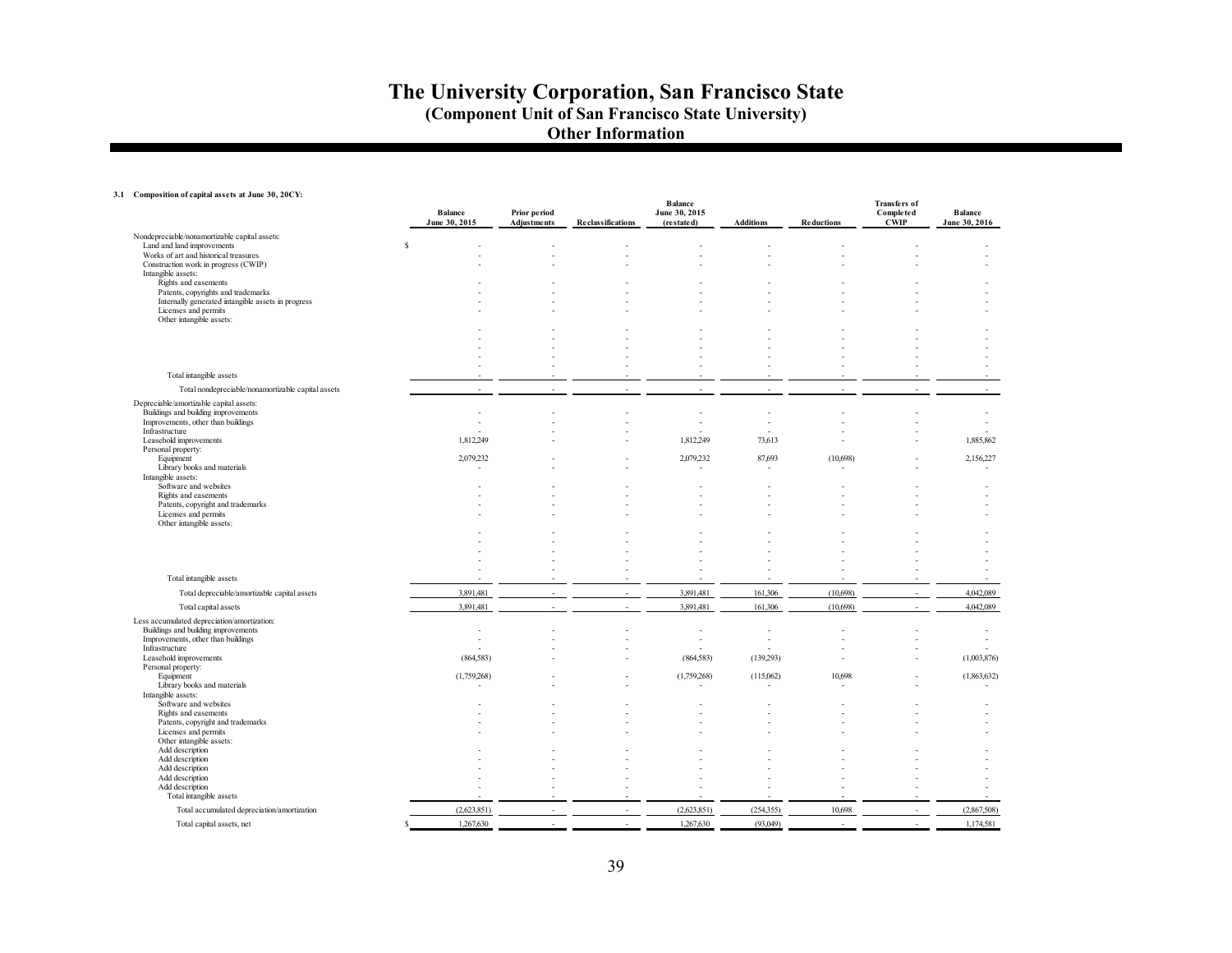# The University Corporation, San Francisco State

**(Component Unit of San Francisco State University)**

**Other Information**

**3.1 Composition of capital assets at June 30, 20CY:**

| | Balance June 30, 2015 | Prior period Adjustments | Reclassifications | Balance June 30, 2015 (restated) | Additions | Reductions | Transfers of Completed CWIP | Balance June 30, 2016 |
|---|---|---|---|---|---|---|---|---|
| Nondepreciable/nonamortizable capital assets: | | | | | | | | |
| Land and land improvements | $ - | - | - | - | - | - | - | - |
| Works of art and historical treasures | - | - | - | - | - | - | - | - |
| Construction work in progress (CWIP) | - | - | - | - | - | - | - | - |
| Intangible assets: | | | | | | | | |
| Rights and easements | - | - | - | - | - | - | - | - |
| Patents, copyrights and trademarks | - | - | - | - | - | - | - | - |
| Internally generated intangible assets in progress | - | - | - | - | - | - | - | - |
| Licenses and permits | - | - | - | - | - | - | - | - |
| Other intangible assets: | | | | | | | | |
| | - | - | - | - | - | - | - | - |
| | - | - | - | - | - | - | - | - |
| | - | - | - | - | - | - | - | - |
| | - | - | - | - | - | - | - | - |
| | - | - | - | - | - | - | - | - |
| Total intangible assets | - | - | - | - | - | - | - | - |
| Total nondepreciable/nonamortizable capital assets | - | - | - | - | - | - | - | - |
| Depreciable/amortizable capital assets: | | | | | | | | |
| Buildings and building improvements | - | - | - | - | - | - | - | - |
| Improvements, other than buildings | - | - | - | - | - | - | - | - |
| Infrastructure | - | - | - | - | - | - | - | - |
| Leasehold improvements | 1,812,249 | - | - | 1,812,249 | 73,613 | - | - | 1,885,862 |
| Personal property: | | | | | | | | |
| Equipment | 2,079,232 | - | - | 2,079,232 | 87,693 | (10,698) | - | 2,156,227 |
| Library books and materials | - | - | - | - | - | - | - | - |
| Intangible assets: | | | | | | | | |
| Software and websites | - | - | - | - | - | - | - | - |
| Rights and easements | - | - | - | - | - | - | - | - |
| Patents, copyright and trademarks | - | - | - | - | - | - | - | - |
| Licenses and permits | - | - | - | - | - | - | - | - |
| Other intangible assets: | | | | | | | | |
| | - | - | - | - | - | - | - | - |
| | - | - | - | - | - | - | - | - |
| | - | - | - | - | - | - | - | - |
| | - | - | - | - | - | - | - | - |
| | - | - | - | - | - | - | - | - |
| Total intangible assets | - | - | - | - | - | - | - | - |
| Total depreciable/amortizable capital assets | 3,891,481 | - | - | 3,891,481 | 161,306 | (10,698) | - | 4,042,089 |
| Total capital assets | 3,891,481 | - | - | 3,891,481 | 161,306 | (10,698) | - | 4,042,089 |
| Less accumulated depreciation/amortization: | | | | | | | | |
| Buildings and building improvements | - | - | - | - | - | - | - | - |
| Improvements, other than buildings | - | - | - | - | - | - | - | - |
| Infrastructure | - | - | - | - | - | - | - | - |
| Leasehold improvements | (864,583) | - | - | (864,583) | (139,293) | - | - | (1,003,876) |
| Personal property: | | | | | | | | |
| Equipment | (1,759,268) | - | - | (1,759,268) | (115,062) | 10,698 | - | (1,863,632) |
| Library books and materials | - | - | - | - | - | - | - | - |
| Intangible assets: | | | | | | | | |
| Software and websites | - | - | - | - | - | - | - | - |
| Rights and easements | - | - | - | - | - | - | - | - |
| Patents, copyright and trademarks | - | - | - | - | - | - | - | - |
| Licenses and permits | - | - | - | - | - | - | - | - |
| Other intangible assets: | | | | | | | | |
| Add description | - | - | - | - | - | - | - | - |
| Add description | - | - | - | - | - | - | - | - |
| Add description | - | - | - | - | - | - | - | - |
| Add description | - | - | - | - | - | - | - | - |
| Add description | - | - | - | - | - | - | - | - |
| Total intangible assets | - | - | - | - | - | - | - | - |
| Total accumulated depreciation/amortization | (2,623,851) | - | - | (2,623,851) | (254,355) | 10,698 | - | (2,867,508) |
| Total capital assets, net | $ 1,267,630 | - | - | 1,267,630 | (93,049) | - | - | 1,174,581 |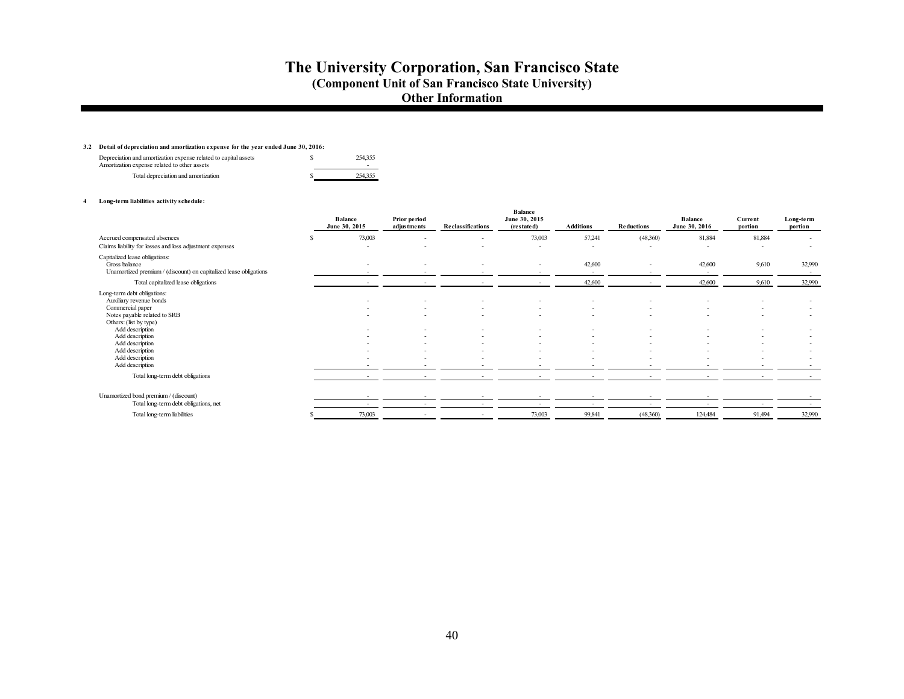# The University Corporation, San Francisco State

## (Component Unit of San Francisco State University)

## Other Information

**3.2 Detail of depreciation and amortization expense for the year ended June 30, 2016:**

| | | |
|---|---|---|
| Depreciation and amortization expense related to capital assets | $ | 254,355 |
| Amortization expense related to other assets | | - |
| Total depreciation and amortization | $ | 254,355 |

**4 Long-term liabilities activity schedule:**

| | Balance June 30, 2015 | Prior period adjustments | Reclassifications | Balance June 30, 2015 (restated) | Additions | Reductions | Balance June 30, 2016 | Current portion | Long-term portion |
|---|---|---|---|---|---|---|---|---|---|
| Accrued compensated absences | $ 73,003 | - | - | 73,003 | 57,241 | (48,360) | 81,884 | 81,884 | - |
| Claims liability for losses and loss adjustment expenses | - | - | - | - | - | - | - | - | - |
| Capitalized lease obligations: | | | | | | | | | |
| Gross balance | - | - | - | - | 42,600 | - | 42,600 | 9,610 | 32,990 |
| Unamortized premium / (discount) on capitalized lease obligations | - | - | - | - | - | - | - | | - |
| Total capitalized lease obligations | - | - | - | - | 42,600 | - | 42,600 | 9,610 | 32,990 |
| Long-term debt obligations: | | | | | | | | | |
| Auxiliary revenue bonds | - | - | - | - | - | - | - | - | - |
| Commercial paper | - | - | - | - | - | - | - | - | - |
| Notes payable related to SRB | - | - | - | - | - | - | - | - | - |
| Others: (list by type) | | | | | | | | | |
| Add description | - | - | - | - | - | - | - | - | - |
| Add description | - | - | - | - | - | - | - | - | - |
| Add description | - | - | - | - | - | - | - | - | - |
| Add description | - | - | - | - | - | - | - | - | - |
| Add description | - | - | - | - | - | - | - | - | - |
| Add description | - | - | - | - | - | - | - | - | - |
| Total long-term debt obligations | - | - | - | - | - | - | - | - | - |
| Unamortized bond premium / (discount) | - | - | - | - | - | - | - | | - |
| Total long-term debt obligations, net | - | - | - | - | - | - | - | - | - |
| Total long-term liabilities | $ 73,003 | - | - | 73,003 | 99,841 | (48,360) | 124,484 | 91,494 | 32,990 |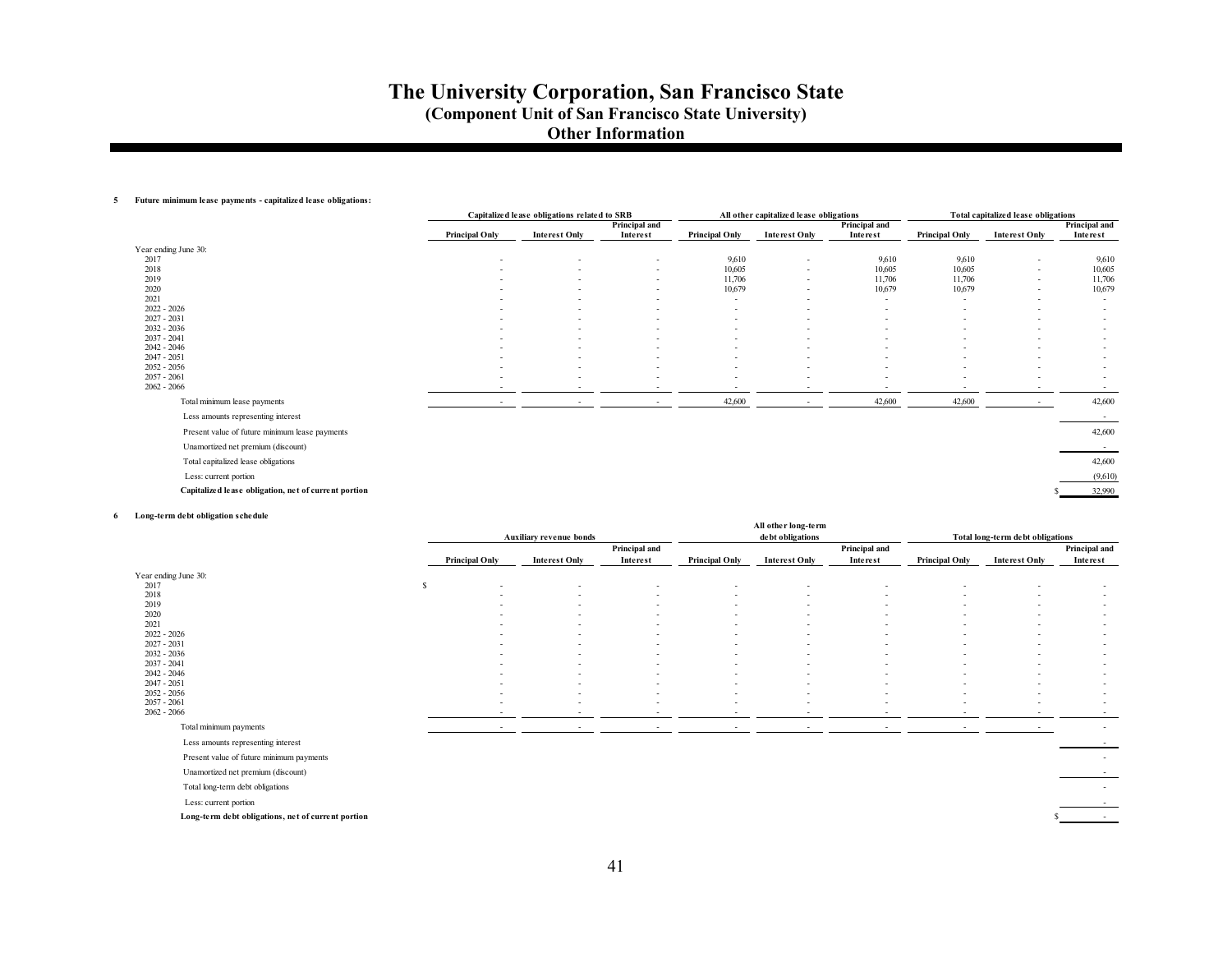# The University Corporation, San Francisco State
## (Component Unit of San Francisco State University)
## Other Information

**5 Future minimum lease payments - capitalized lease obligations:**

| | Capitalized lease obligations related to SRB | | | All other capitalized lease obligations | | | Total capitalized lease obligations | | |
|---|---|---|---|---|---|---|---|---|---|
| | Principal Only | Interest Only | Principal and Interest | Principal Only | Interest Only | Principal and Interest | Principal Only | Interest Only | Principal and Interest |
| Year ending June 30: | | | | | | | | | |
| 2017 | - | - | - | 9,610 | - | 9,610 | 9,610 | - | 9,610 |
| 2018 | - | - | - | 10,605 | - | 10,605 | 10,605 | - | 10,605 |
| 2019 | - | - | - | 11,706 | - | 11,706 | 11,706 | - | 11,706 |
| 2020 | - | - | - | 10,679 | - | 10,679 | 10,679 | - | 10,679 |
| 2021 | - | - | - | - | - | - | - | - | - |
| 2022 - 2026 | - | - | - | - | - | - | - | - | - |
| 2027 - 2031 | - | - | - | - | - | - | - | - | - |
| 2032 - 2036 | - | - | - | - | - | - | - | - | - |
| 2037 - 2041 | - | - | - | - | - | - | - | - | - |
| 2042 - 2046 | - | - | - | - | - | - | - | - | - |
| 2047 - 2051 | - | - | - | - | - | - | - | - | - |
| 2052 - 2056 | - | - | - | - | - | - | - | - | - |
| 2057 - 2061 | - | - | - | - | - | - | - | - | - |
| 2062 - 2066 | - | - | - | - | - | - | - | - | - |
| Total minimum lease payments | - | - | - | 42,600 | - | 42,600 | 42,600 | - | 42,600 |
| Less amounts representing interest | | | | | | | | | - |
| Present value of future minimum lease payments | | | | | | | | | 42,600 |
| Unamortized net premium (discount) | | | | | | | | | - |
| Total capitalized lease obligations | | | | | | | | | 42,600 |
| Less: current portion | | | | | | | | | (9,610) |
| **Capitalized lease obligation, net of current portion** | | | | | | | | | $ 32,990 |

**6 Long-term debt obligation schedule**

| | Auxiliary revenue bonds | | | All other long-term debt obligations | | | Total long-term debt obligations | | |
|---|---|---|---|---|---|---|---|---|---|
| | Principal Only | Interest Only | Principal and Interest | Principal Only | Interest Only | Principal and Interest | Principal Only | Interest Only | Principal and Interest |
| Year ending June 30: | | | | | | | | | |
| 2017 | $ - | - | - | - | - | - | - | - | - |
| 2018 | - | - | - | - | - | - | - | - | - |
| 2019 | - | - | - | - | - | - | - | - | - |
| 2020 | - | - | - | - | - | - | - | - | - |
| 2021 | - | - | - | - | - | - | - | - | - |
| 2022 - 2026 | - | - | - | - | - | - | - | - | - |
| 2027 - 2031 | - | - | - | - | - | - | - | - | - |
| 2032 - 2036 | - | - | - | - | - | - | - | - | - |
| 2037 - 2041 | - | - | - | - | - | - | - | - | - |
| 2042 - 2046 | - | - | - | - | - | - | - | - | - |
| 2047 - 2051 | - | - | - | - | - | - | - | - | - |
| 2052 - 2056 | - | - | - | - | - | - | - | - | - |
| 2057 - 2061 | - | - | - | - | - | - | - | - | - |
| 2062 - 2066 | - | - | - | - | - | - | - | - | - |
| Total minimum payments | - | - | - | - | - | - | - | - | - |
| Less amounts representing interest | | | | | | | | | - |
| Present value of future minimum payments | | | | | | | | | - |
| Unamortized net premium (discount) | | | | | | | | | - |
| Total long-term debt obligations | | | | | | | | | - |
| Less: current portion | | | | | | | | | - |
| **Long-term debt obligations, net of current portion** | | | | | | | | | $ - |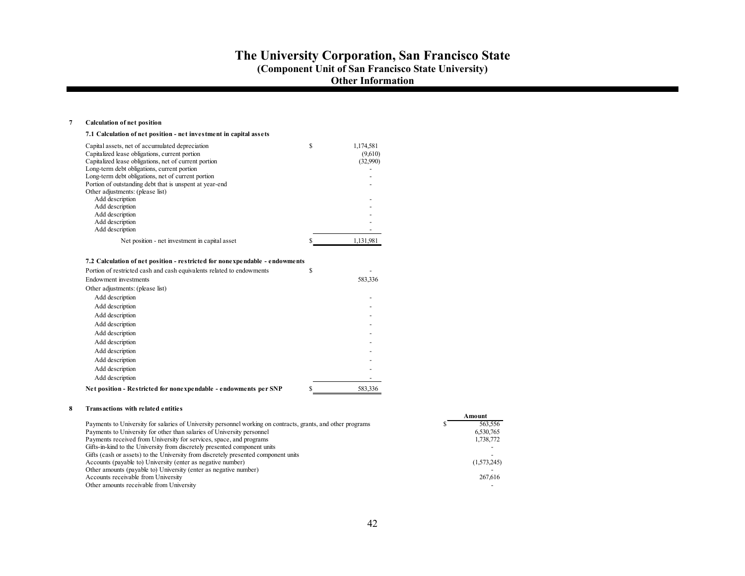# The University Corporation, San Francisco State

**(Component Unit of San Francisco State University)**

**Other Information**

**7 Calculation of net position**

**7.1 Calculation of net position - net investment in capital assets**

| | | |
|---|---|---|
| Capital assets, net of accumulated depreciation | $ | 1,174,581 |
| Capitalized lease obligations, current portion | | (9,610) |
| Capitalized lease obligations, net of current portion | | (32,990) |
| Long-term debt obligations, current portion | | - |
| Long-term debt obligations, net of current portion | | - |
| Portion of outstanding debt that is unspent at year-end | | - |
| Other adjustments: (please list) | | |
| Add description | | - |
| Add description | | - |
| Add description | | - |
| Add description | | - |
| Add description | | - |
| Net position - net investment in capital asset | $ | 1,131,981 |

**7.2 Calculation of net position - restricted for nonexpendable - endowments**

| | | |
|---|---|---|
| Portion of restricted cash and cash equivalents related to endowments | $ | - |
| Endowment investments | | 583,336 |
| Other adjustments: (please list) | | |
| Add description | | - |
| Add description | | - |
| Add description | | - |
| Add description | | - |
| Add description | | - |
| Add description | | - |
| Add description | | - |
| Add description | | - |
| Add description | | - |
| Add description | | - |
| **Net position - Restricted for nonexpendable - endowments per SNP** | $ | 583,336 |

**8 Transactions with related entities**

| | | **Amount** |
|---|---|---|
| Payments to University for salaries of University personnel working on contracts, grants, and other programs | $ | 563,556 |
| Payments to University for other than salaries of University personnel | | 6,530,765 |
| Payments received from University for services, space, and programs | | 1,738,772 |
| Gifts-in-kind to the University from discretely presented component units | | - |
| Gifts (cash or assets) to the University from discretely presented component units | | - |
| Accounts (payable to) University (enter as negative number) | | (1,573,245) |
| Other amounts (payable to) University (enter as negative number) | | - |
| Accounts receivable from University | | 267,616 |
| Other amounts receivable from University | | - |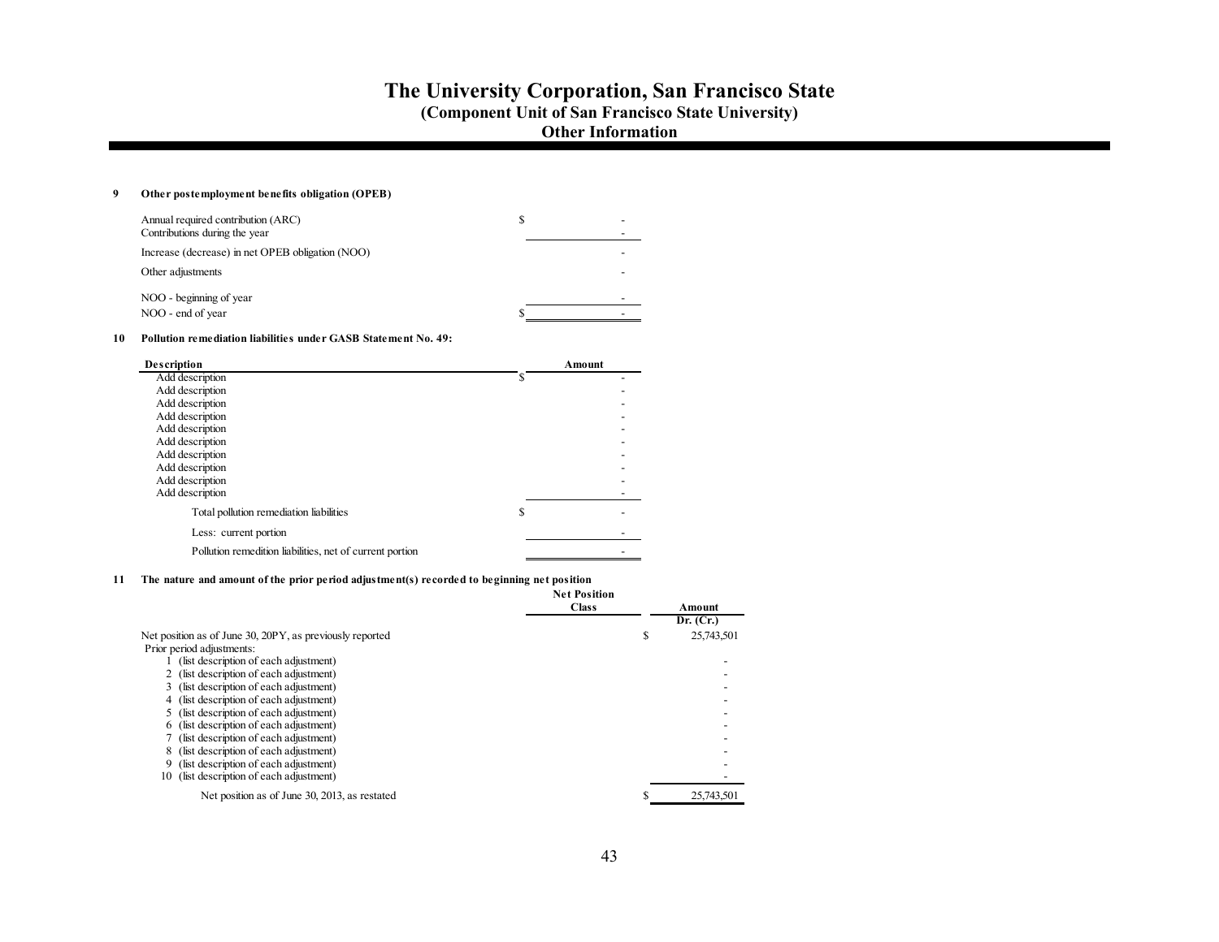# The University Corporation, San Francisco State
## (Component Unit of San Francisco State University)
## Other Information

**9 Other postemployment benefits obligation (OPEB)**

| | |
|---|---|
| Annual required contribution (ARC) | $ - |
| Contributions during the year | - |
| Increase (decrease) in net OPEB obligation (NOO) | - |
| Other adjustments | - |
| NOO - beginning of year | - |
| NOO - end of year | $ - |

**10 Pollution remediation liabilities under GASB Statement No. 49:**

| Description | Amount |
|---|---|
| Add description | $ - |
| Add description | - |
| Add description | - |
| Add description | - |
| Add description | - |
| Add description | - |
| Add description | - |
| Add description | - |
| Add description | - |
| Add description | - |
| Total pollution remediation liabilities | $ - |
| Less: current portion | - |
| Pollution remedition liabilities, net of current portion | - |

**11 The nature and amount of the prior period adjustment(s) recorded to beginning net position**

| | Net Position Class | Amount Dr. (Cr.) |
|---|---|---|
| Net position as of June 30, 20PY, as previously reported | | $ 25,743,501 |
| Prior period adjustments: | | |
| 1 (list description of each adjustment) | | - |
| 2 (list description of each adjustment) | | - |
| 3 (list description of each adjustment) | | - |
| 4 (list description of each adjustment) | | - |
| 5 (list description of each adjustment) | | - |
| 6 (list description of each adjustment) | | - |
| 7 (list description of each adjustment) | | - |
| 8 (list description of each adjustment) | | - |
| 9 (list description of each adjustment) | | - |
| 10 (list description of each adjustment) | | - |
| Net position as of June 30, 2013, as restated | | $ 25,743,501 |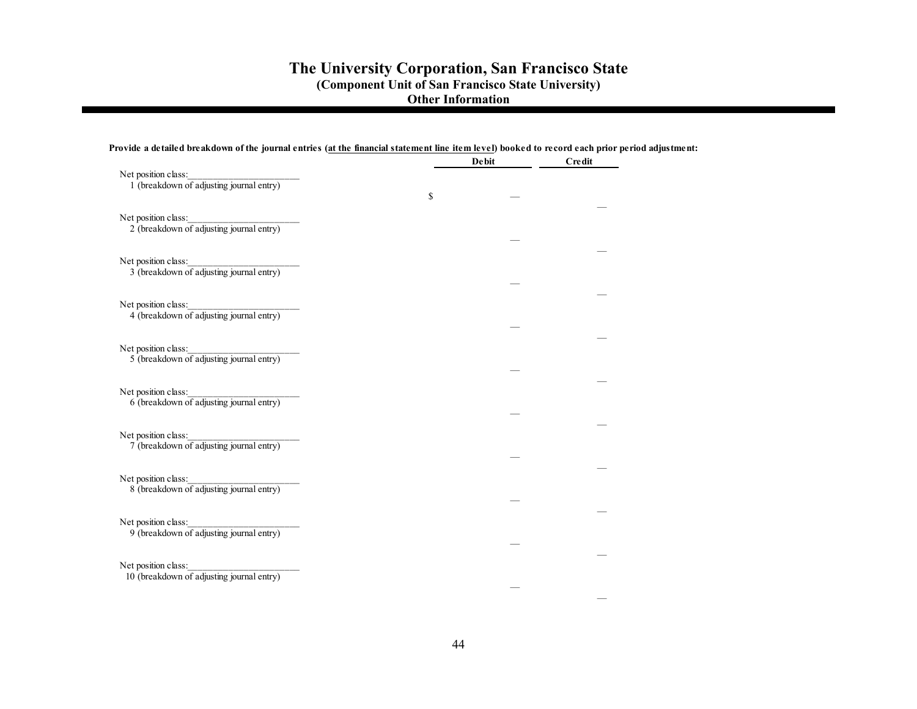# The University Corporation, San Francisco State

**(Component Unit of San Francisco State University)**

**Other Information**

**Provide a detailed breakdown of the journal entries (at the financial statement line item level) booked to record each prior period adjustment:**

| | Debit | Credit |
|---|---|---|
| Net position class:_______________________ | | |
| 1 (breakdown of adjusting journal entry) | | |
| | $ — | |
| | | — |
| Net position class:_______________________ | | |
| 2 (breakdown of adjusting journal entry) | | |
| | — | |
| | | — |
| Net position class:_______________________ | | |
| 3 (breakdown of adjusting journal entry) | | |
| | — | |
| | | — |
| Net position class:_______________________ | | |
| 4 (breakdown of adjusting journal entry) | | |
| | — | |
| | | — |
| Net position class:_______________________ | | |
| 5 (breakdown of adjusting journal entry) | | |
| | — | |
| | | — |
| Net position class:_______________________ | | |
| 6 (breakdown of adjusting journal entry) | | |
| | — | |
| | | — |
| Net position class:_______________________ | | |
| 7 (breakdown of adjusting journal entry) | | |
| | — | |
| | | — |
| Net position class:_______________________ | | |
| 8 (breakdown of adjusting journal entry) | | |
| | — | |
| | | — |
| Net position class:_______________________ | | |
| 9 (breakdown of adjusting journal entry) | | |
| | — | |
| | | — |
| Net position class:_______________________ | | |
| 10 (breakdown of adjusting journal entry) | | |
| | — | |
| | | — |